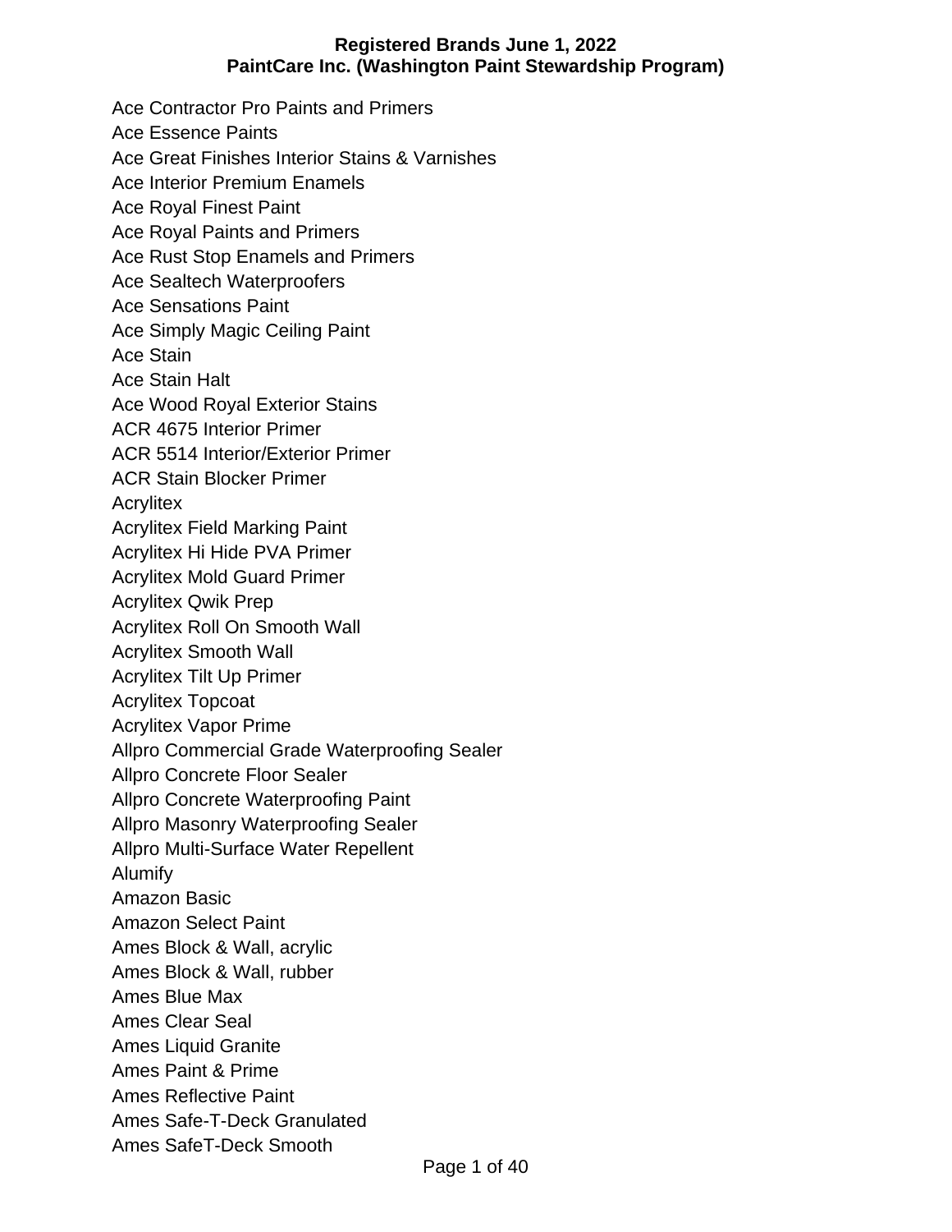# Registered Brands June 1, 2022
# PaintCare Inc. (Washington Paint Stewardship Program)

Ace Contractor Pro Paints and Primers
Ace Essence Paints
Ace Great Finishes Interior Stains & Varnishes
Ace Interior Premium Enamels
Ace Royal Finest Paint
Ace Royal Paints and Primers
Ace Rust Stop Enamels and Primers
Ace Sealtech Waterproofers
Ace Sensations Paint
Ace Simply Magic Ceiling Paint
Ace Stain
Ace Stain Halt
Ace Wood Royal Exterior Stains
ACR 4675 Interior Primer
ACR 5514 Interior/Exterior Primer
ACR Stain Blocker Primer
Acrylitex
Acrylitex Field Marking Paint
Acrylitex Hi Hide PVA Primer
Acrylitex Mold Guard Primer
Acrylitex Qwik Prep
Acrylitex Roll On Smooth Wall
Acrylitex Smooth Wall
Acrylitex Tilt Up Primer
Acrylitex Topcoat
Acrylitex Vapor Prime
Allpro Commercial Grade Waterproofing Sealer
Allpro Concrete Floor Sealer
Allpro Concrete Waterproofing Paint
Allpro Masonry Waterproofing Sealer
Allpro Multi-Surface Water Repellent
Alumify
Amazon Basic
Amazon Select Paint
Ames Block & Wall, acrylic
Ames Block & Wall, rubber
Ames Blue Max
Ames Clear Seal
Ames Liquid Granite
Ames Paint & Prime
Ames Reflective Paint
Ames Safe-T-Deck Granulated
Ames SafeT-Deck Smooth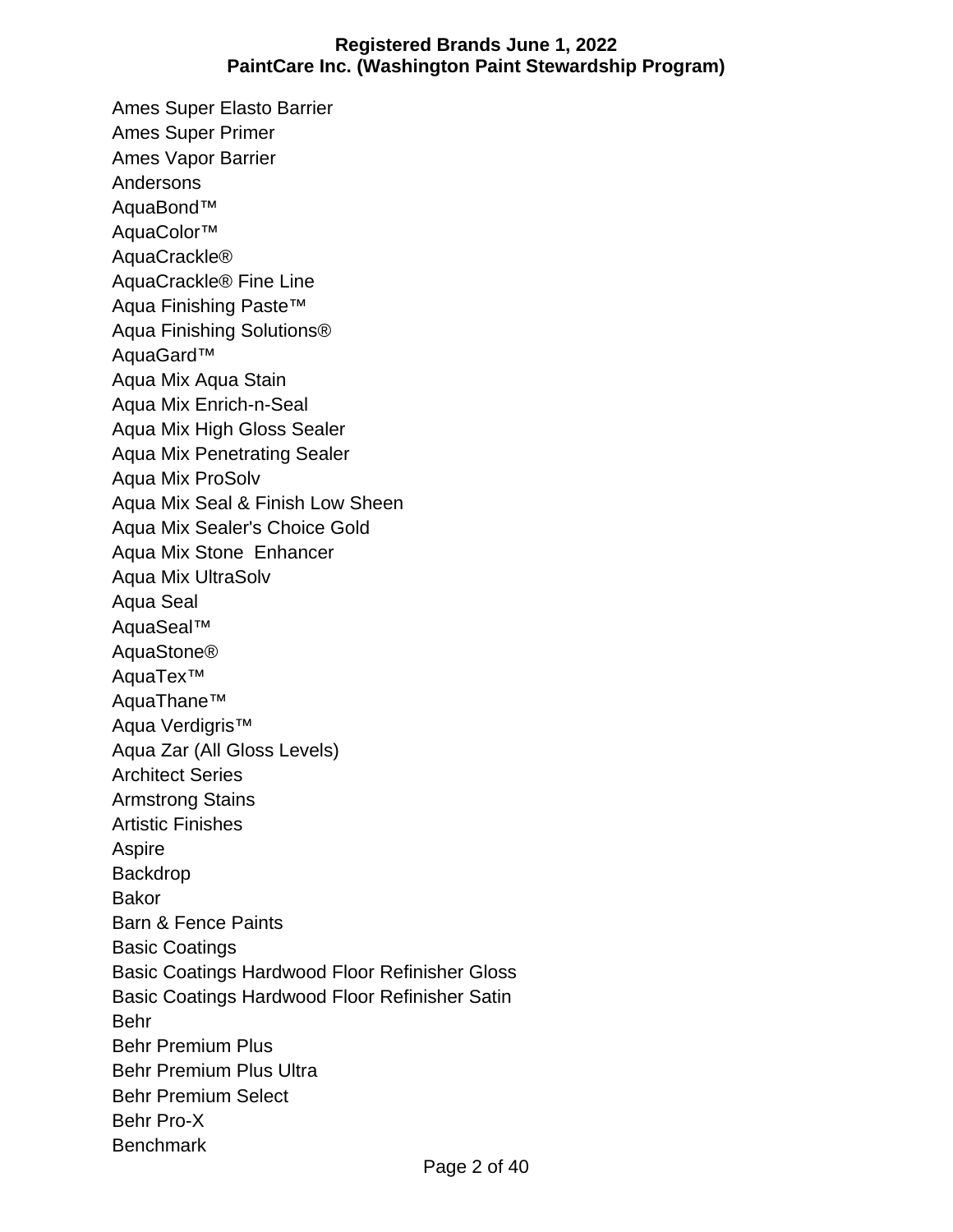Ames Super Elasto Barrier
Ames Super Primer
Ames Vapor Barrier
Andersons
AquaBond™
AquaColor™
AquaCrackle®
AquaCrackle® Fine Line
Aqua Finishing Paste™
Aqua Finishing Solutions®
AquaGard™
Aqua Mix Aqua Stain
Aqua Mix Enrich-n-Seal
Aqua Mix High Gloss Sealer
Aqua Mix Penetrating Sealer
Aqua Mix ProSolv
Aqua Mix Seal & Finish Low Sheen
Aqua Mix Sealer's Choice Gold
Aqua Mix Stone  Enhancer
Aqua Mix UltraSolv
Aqua Seal
AquaSeal™
AquaStone®
AquaTex™
AquaThane™
Aqua Verdigris™
Aqua Zar (All Gloss Levels)
Architect Series
Armstrong Stains
Artistic Finishes
Aspire
Backdrop
Bakor
Barn & Fence Paints
Basic Coatings
Basic Coatings Hardwood Floor Refinisher Gloss
Basic Coatings Hardwood Floor Refinisher Satin
Behr
Behr Premium Plus
Behr Premium Plus Ultra
Behr Premium Select
Behr Pro-X
Benchmark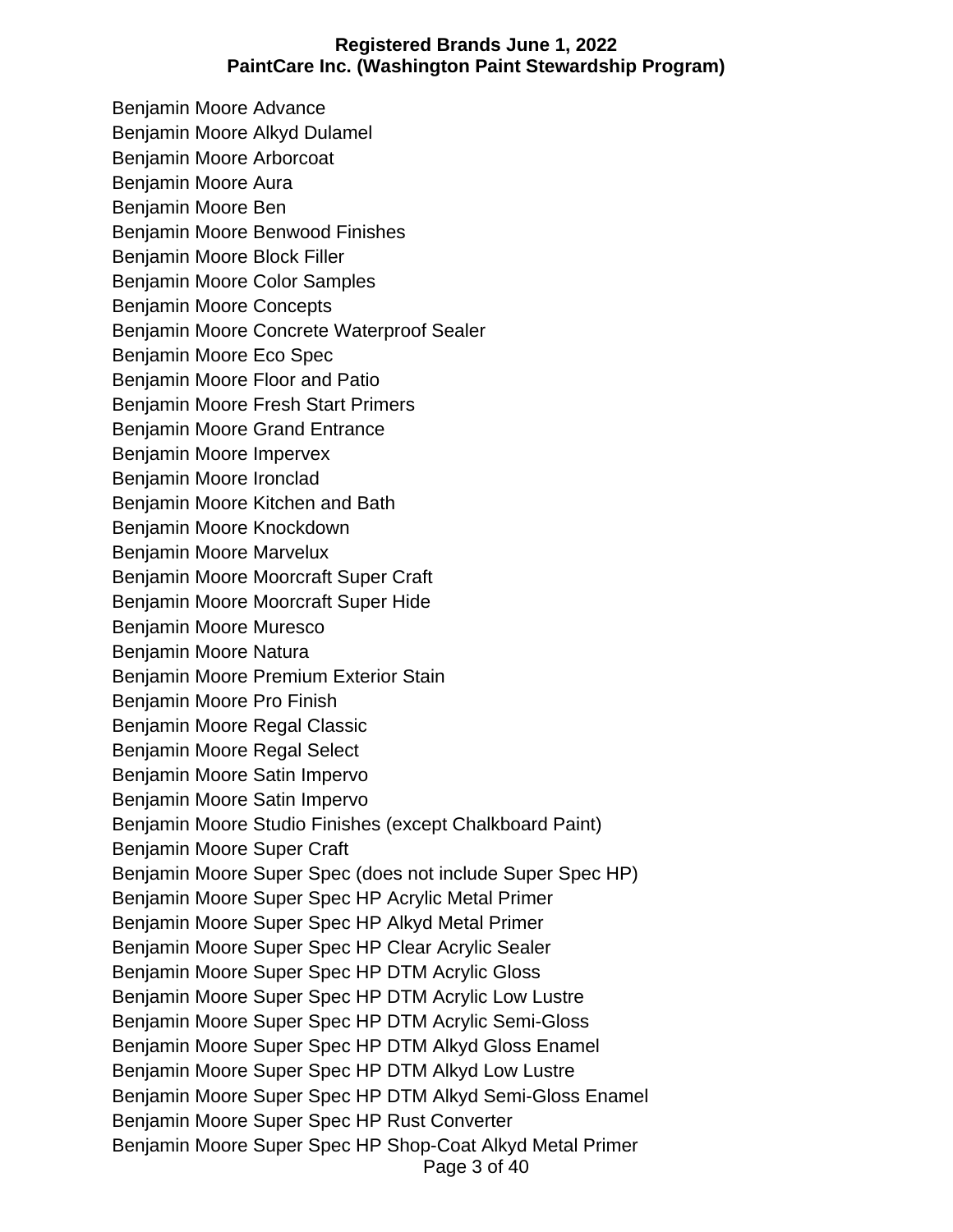Benjamin Moore Advance
Benjamin Moore Alkyd Dulamel
Benjamin Moore Arborcoat
Benjamin Moore Aura
Benjamin Moore Ben
Benjamin Moore Benwood Finishes
Benjamin Moore Block Filler
Benjamin Moore Color Samples
Benjamin Moore Concepts
Benjamin Moore Concrete Waterproof Sealer
Benjamin Moore Eco Spec
Benjamin Moore Floor and Patio
Benjamin Moore Fresh Start Primers
Benjamin Moore Grand Entrance
Benjamin Moore Impervex
Benjamin Moore Ironclad
Benjamin Moore Kitchen and Bath
Benjamin Moore Knockdown
Benjamin Moore Marvelux
Benjamin Moore Moorcraft Super Craft
Benjamin Moore Moorcraft Super Hide
Benjamin Moore Muresco
Benjamin Moore Natura
Benjamin Moore Premium Exterior Stain
Benjamin Moore Pro Finish
Benjamin Moore Regal Classic
Benjamin Moore Regal Select
Benjamin Moore Satin Impervo
Benjamin Moore Satin Impervo
Benjamin Moore Studio Finishes (except Chalkboard Paint)
Benjamin Moore Super Craft
Benjamin Moore Super Spec (does not include Super Spec HP)
Benjamin Moore Super Spec HP Acrylic Metal Primer
Benjamin Moore Super Spec HP Alkyd Metal Primer
Benjamin Moore Super Spec HP Clear Acrylic Sealer
Benjamin Moore Super Spec HP DTM Acrylic Gloss
Benjamin Moore Super Spec HP DTM Acrylic Low Lustre
Benjamin Moore Super Spec HP DTM Acrylic Semi-Gloss
Benjamin Moore Super Spec HP DTM Alkyd Gloss Enamel
Benjamin Moore Super Spec HP DTM Alkyd Low Lustre
Benjamin Moore Super Spec HP DTM Alkyd Semi-Gloss Enamel
Benjamin Moore Super Spec HP Rust Converter
Benjamin Moore Super Spec HP Shop-Coat Alkyd Metal Primer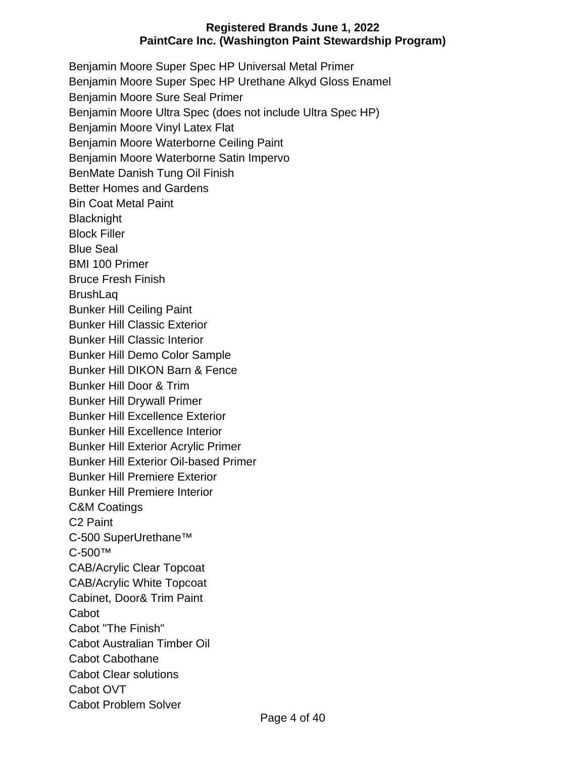Benjamin Moore Super Spec HP Universal Metal Primer
Benjamin Moore Super Spec HP Urethane Alkyd Gloss Enamel
Benjamin Moore Sure Seal Primer
Benjamin Moore Ultra Spec (does not include Ultra Spec HP)
Benjamin Moore Vinyl Latex Flat
Benjamin Moore Waterborne Ceiling Paint
Benjamin Moore Waterborne Satin Impervo
BenMate Danish Tung Oil Finish
Better Homes and Gardens
Bin Coat Metal Paint
Blacknight
Block Filler
Blue Seal
BMI 100 Primer
Bruce Fresh Finish
BrushLaq
Bunker Hill Ceiling Paint
Bunker Hill Classic Exterior
Bunker Hill Classic Interior
Bunker Hill Demo Color Sample
Bunker Hill DIKON Barn & Fence
Bunker Hill Door & Trim
Bunker Hill Drywall Primer
Bunker Hill Excellence Exterior
Bunker Hill Excellence Interior
Bunker Hill Exterior Acrylic Primer
Bunker Hill Exterior Oil-based Primer
Bunker Hill Premiere Exterior
Bunker Hill Premiere Interior
C&M Coatings
C2 Paint
C-500 SuperUrethane™
C-500™
CAB/Acrylic Clear Topcoat
CAB/Acrylic White Topcoat
Cabinet, Door& Trim Paint
Cabot
Cabot "The Finish"
Cabot Australian Timber Oil
Cabot Cabothane
Cabot Clear solutions
Cabot OVT
Cabot Problem Solver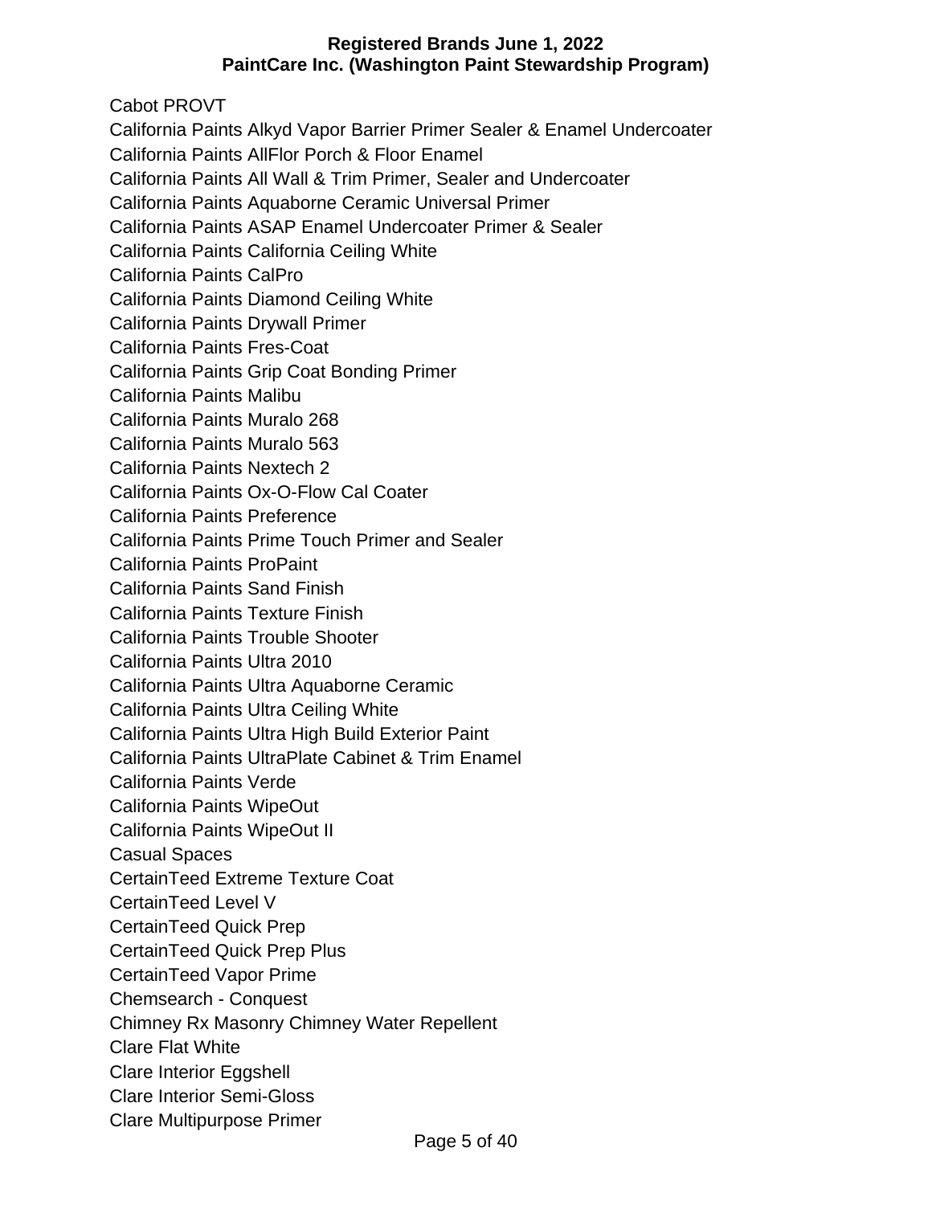Cabot PROVT
California Paints Alkyd Vapor Barrier Primer Sealer & Enamel Undercoater
California Paints AllFlor Porch & Floor Enamel
California Paints All Wall & Trim Primer, Sealer and Undercoater
California Paints Aquaborne Ceramic Universal Primer
California Paints ASAP Enamel Undercoater Primer & Sealer
California Paints California Ceiling White
California Paints CalPro
California Paints Diamond Ceiling White
California Paints Drywall Primer
California Paints Fres-Coat
California Paints Grip Coat Bonding Primer
California Paints Malibu
California Paints Muralo 268
California Paints Muralo 563
California Paints Nextech 2
California Paints Ox-O-Flow Cal Coater
California Paints Preference
California Paints Prime Touch Primer and Sealer
California Paints ProPaint
California Paints Sand Finish
California Paints Texture Finish
California Paints Trouble Shooter
California Paints Ultra 2010
California Paints Ultra Aquaborne Ceramic
California Paints Ultra Ceiling White
California Paints Ultra High Build Exterior Paint
California Paints UltraPlate Cabinet & Trim Enamel
California Paints Verde
California Paints WipeOut
California Paints WipeOut II
Casual Spaces
CertainTeed Extreme Texture Coat
CertainTeed Level V
CertainTeed Quick Prep
CertainTeed Quick Prep Plus
CertainTeed Vapor Prime
Chemsearch - Conquest
Chimney Rx Masonry Chimney Water Repellent
Clare Flat White
Clare Interior Eggshell
Clare Interior Semi-Gloss
Clare Multipurpose Primer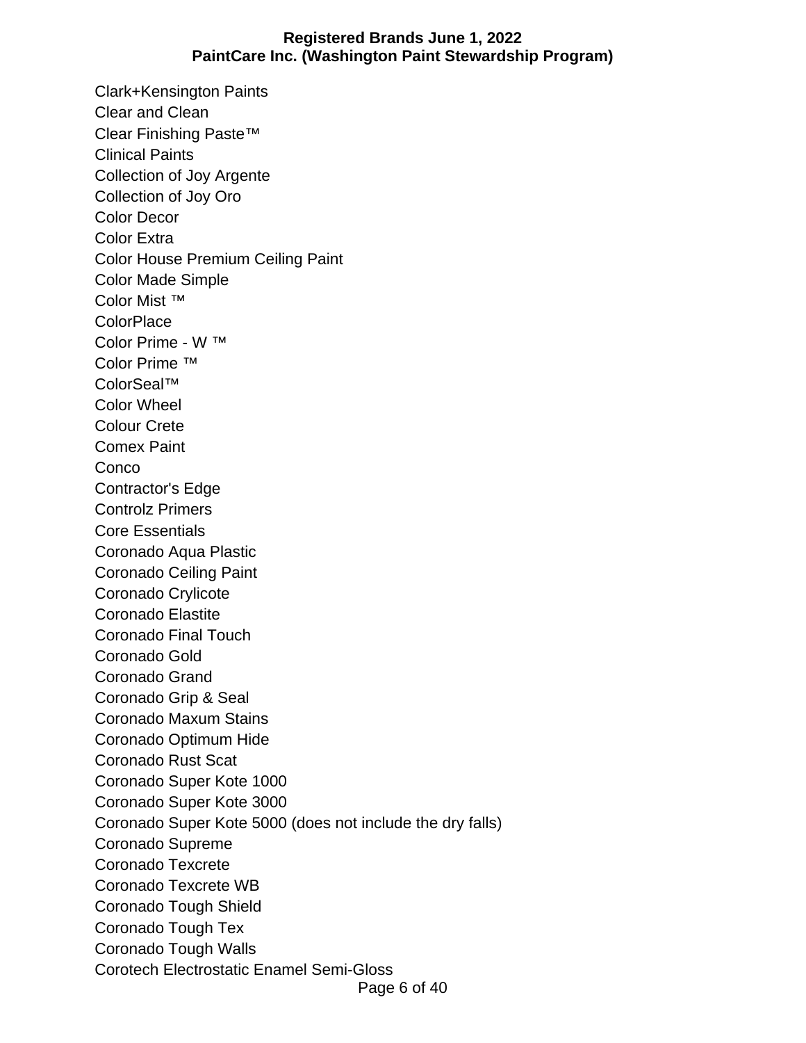Clark+Kensington Paints
Clear and Clean
Clear Finishing Paste™
Clinical Paints
Collection of Joy Argente
Collection of Joy Oro
Color Decor
Color Extra
Color House Premium Ceiling Paint
Color Made Simple
Color Mist ™
ColorPlace
Color Prime - W ™
Color Prime ™
ColorSeal™
Color Wheel
Colour Crete
Comex Paint
Conco
Contractor's Edge
Controlz Primers
Core Essentials
Coronado Aqua Plastic
Coronado Ceiling Paint
Coronado Crylicote
Coronado Elastite
Coronado Final Touch
Coronado Gold
Coronado Grand
Coronado Grip & Seal
Coronado Maxum Stains
Coronado Optimum Hide
Coronado Rust Scat
Coronado Super Kote 1000
Coronado Super Kote 3000
Coronado Super Kote 5000 (does not include the dry falls)
Coronado Supreme
Coronado Texcrete
Coronado Texcrete WB
Coronado Tough Shield
Coronado Tough Tex
Coronado Tough Walls
Corotech Electrostatic Enamel Semi-Gloss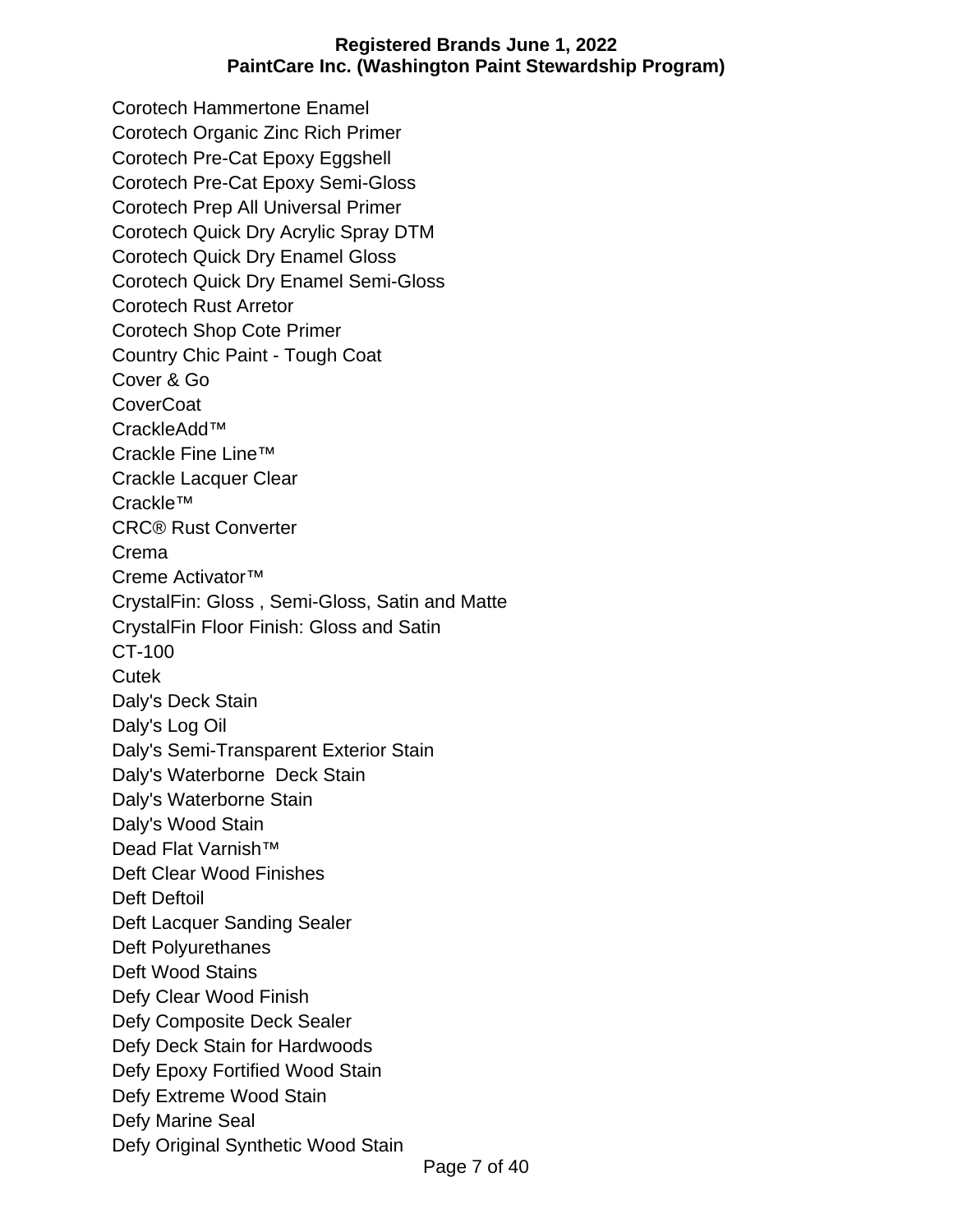Corotech Hammertone Enamel
Corotech Organic Zinc Rich Primer
Corotech Pre-Cat Epoxy Eggshell
Corotech Pre-Cat Epoxy Semi-Gloss
Corotech Prep All Universal Primer
Corotech Quick Dry Acrylic Spray DTM
Corotech Quick Dry Enamel Gloss
Corotech Quick Dry Enamel Semi-Gloss
Corotech Rust Arretor
Corotech Shop Cote Primer
Country Chic Paint - Tough Coat
Cover & Go
CoverCoat
CrackleAdd™
Crackle Fine Line™
Crackle Lacquer Clear
Crackle™
CRC® Rust Converter
Crema
Creme Activator™
CrystalFin: Gloss , Semi-Gloss, Satin and Matte
CrystalFin Floor Finish: Gloss and Satin
CT-100
Cutek
Daly's Deck Stain
Daly's Log Oil
Daly's Semi-Transparent Exterior Stain
Daly's Waterborne  Deck Stain
Daly's Waterborne Stain
Daly's Wood Stain
Dead Flat Varnish™
Deft Clear Wood Finishes
Deft Deftoil
Deft Lacquer Sanding Sealer
Deft Polyurethanes
Deft Wood Stains
Defy Clear Wood Finish
Defy Composite Deck Sealer
Defy Deck Stain for Hardwoods
Defy Epoxy Fortified Wood Stain
Defy Extreme Wood Stain
Defy Marine Seal
Defy Original Synthetic Wood Stain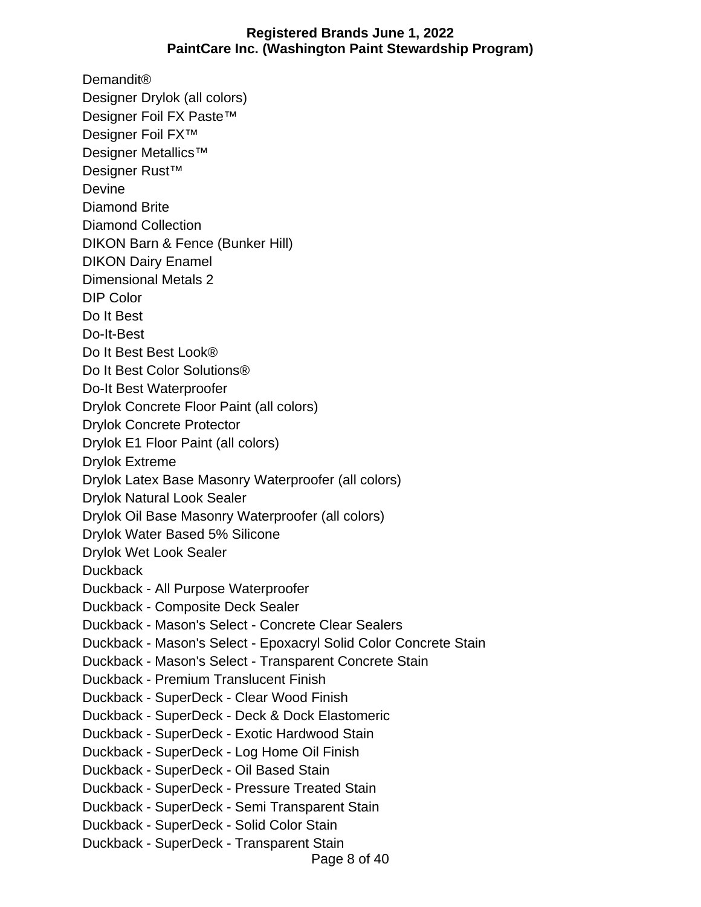Demandit®
Designer Drylok (all colors)
Designer Foil FX Paste™
Designer Foil FX™
Designer Metallics™
Designer Rust™
Devine
Diamond Brite
Diamond Collection
DIKON Barn & Fence (Bunker Hill)
DIKON Dairy Enamel
Dimensional Metals 2
DIP Color
Do It Best
Do-It-Best
Do It Best Best Look®
Do It Best Color Solutions®
Do-It Best Waterproofer
Drylok Concrete Floor Paint (all colors)
Drylok Concrete Protector
Drylok E1 Floor Paint (all colors)
Drylok Extreme
Drylok Latex Base Masonry Waterproofer (all colors)
Drylok Natural Look Sealer
Drylok Oil Base Masonry Waterproofer (all colors)
Drylok Water Based 5% Silicone
Drylok Wet Look Sealer
Duckback
Duckback - All Purpose Waterproofer
Duckback - Composite Deck Sealer
Duckback - Mason's Select - Concrete Clear Sealers
Duckback - Mason's Select - Epoxacryl Solid Color Concrete Stain
Duckback - Mason's Select - Transparent Concrete Stain
Duckback - Premium Translucent Finish
Duckback - SuperDeck - Clear Wood Finish
Duckback - SuperDeck - Deck & Dock Elastomeric
Duckback - SuperDeck - Exotic Hardwood Stain
Duckback - SuperDeck - Log Home Oil Finish
Duckback - SuperDeck - Oil Based Stain
Duckback - SuperDeck - Pressure Treated Stain
Duckback - SuperDeck - Semi Transparent Stain
Duckback - SuperDeck - Solid Color Stain
Duckback - SuperDeck - Transparent Stain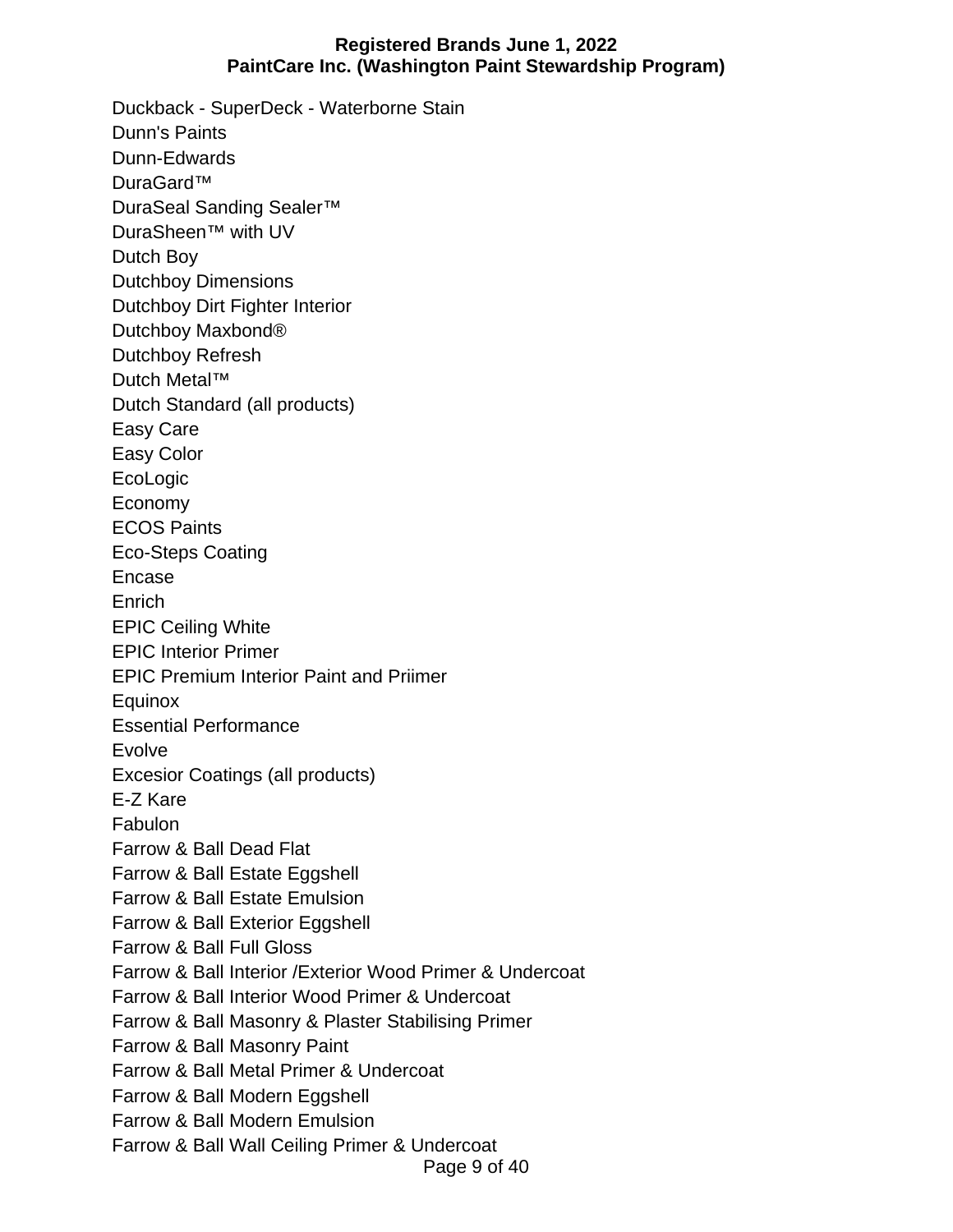Duckback - SuperDeck - Waterborne Stain
Dunn's Paints
Dunn-Edwards
DuraGard™
DuraSeal Sanding Sealer™
DuraSheen™ with UV
Dutch Boy
Dutchboy Dimensions
Dutchboy Dirt Fighter Interior
Dutchboy Maxbond®
Dutchboy Refresh
Dutch Metal™
Dutch Standard (all products)
Easy Care
Easy Color
EcoLogic
Economy
ECOS Paints
Eco-Steps Coating
Encase
Enrich
EPIC Ceiling White
EPIC Interior Primer
EPIC Premium Interior Paint and Priimer
Equinox
Essential Performance
Evolve
Excesior Coatings (all products)
E-Z Kare
Fabulon
Farrow & Ball Dead Flat
Farrow & Ball Estate Eggshell
Farrow & Ball Estate Emulsion
Farrow & Ball Exterior Eggshell
Farrow & Ball Full Gloss
Farrow & Ball Interior /Exterior Wood Primer & Undercoat
Farrow & Ball Interior Wood Primer & Undercoat
Farrow & Ball Masonry & Plaster Stabilising Primer
Farrow & Ball Masonry Paint
Farrow & Ball Metal Primer & Undercoat
Farrow & Ball Modern Eggshell
Farrow & Ball Modern Emulsion
Farrow & Ball Wall Ceiling Primer & Undercoat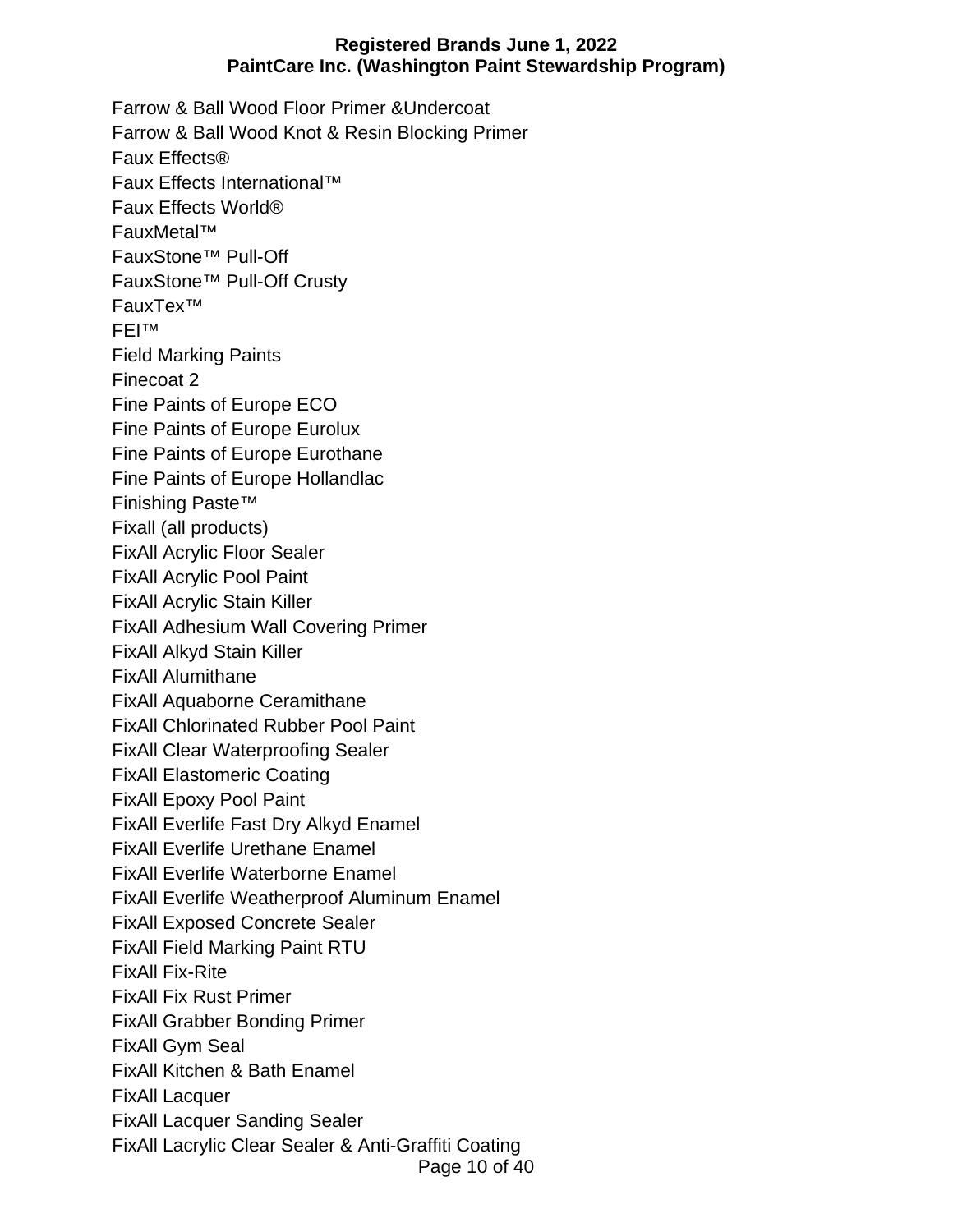Farrow & Ball Wood Floor Primer &Undercoat
Farrow & Ball Wood Knot & Resin Blocking Primer
Faux Effects®
Faux Effects International™
Faux Effects World®
FauxMetal™
FauxStone™ Pull-Off
FauxStone™ Pull-Off Crusty
FauxTex™
FEI™
Field Marking Paints
Finecoat 2
Fine Paints of Europe ECO
Fine Paints of Europe Eurolux
Fine Paints of Europe Eurothane
Fine Paints of Europe Hollandlac
Finishing Paste™
Fixall (all products)
FixAll Acrylic Floor Sealer
FixAll Acrylic Pool Paint
FixAll Acrylic Stain Killer
FixAll Adhesium Wall Covering Primer
FixAll Alkyd Stain Killer
FixAll Alumithane
FixAll Aquaborne Ceramithane
FixAll Chlorinated Rubber Pool Paint
FixAll Clear Waterproofing Sealer
FixAll Elastomeric Coating
FixAll Epoxy Pool Paint
FixAll Everlife Fast Dry Alkyd Enamel
FixAll Everlife Urethane Enamel
FixAll Everlife Waterborne Enamel
FixAll Everlife Weatherproof Aluminum Enamel
FixAll Exposed Concrete Sealer
FixAll Field Marking Paint RTU
FixAll Fix-Rite
FixAll Fix Rust Primer
FixAll Grabber Bonding Primer
FixAll Gym Seal
FixAll Kitchen & Bath Enamel
FixAll Lacquer
FixAll Lacquer Sanding Sealer
FixAll Lacrylic Clear Sealer & Anti-Graffiti Coating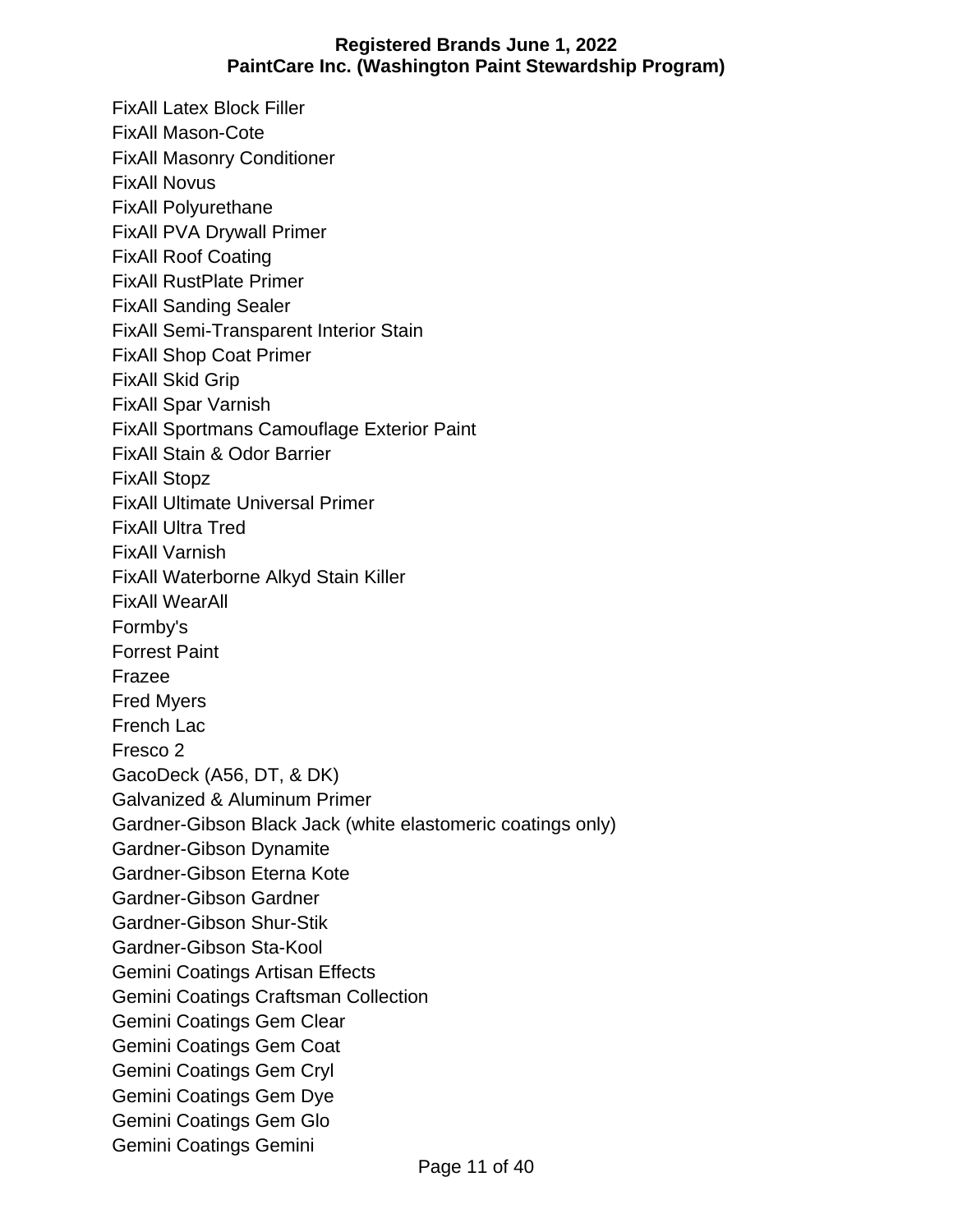FixAll Latex Block Filler
FixAll Mason-Cote
FixAll Masonry Conditioner
FixAll Novus
FixAll Polyurethane
FixAll PVA Drywall Primer
FixAll Roof Coating
FixAll RustPlate Primer
FixAll Sanding Sealer
FixAll Semi-Transparent Interior Stain
FixAll Shop Coat Primer
FixAll Skid Grip
FixAll Spar Varnish
FixAll Sportmans Camouflage Exterior Paint
FixAll Stain & Odor Barrier
FixAll Stopz
FixAll Ultimate Universal Primer
FixAll Ultra Tred
FixAll Varnish
FixAll Waterborne Alkyd Stain Killer
FixAll WearAll
Formby's
Forrest Paint
Frazee
Fred Myers
French Lac
Fresco 2
GacoDeck (A56, DT, & DK)
Galvanized & Aluminum Primer
Gardner-Gibson Black Jack (white elastomeric coatings only)
Gardner-Gibson Dynamite
Gardner-Gibson Eterna Kote
Gardner-Gibson Gardner
Gardner-Gibson Shur-Stik
Gardner-Gibson Sta-Kool
Gemini Coatings Artisan Effects
Gemini Coatings Craftsman Collection
Gemini Coatings Gem Clear
Gemini Coatings Gem Coat
Gemini Coatings Gem Cryl
Gemini Coatings Gem Dye
Gemini Coatings Gem Glo
Gemini Coatings Gemini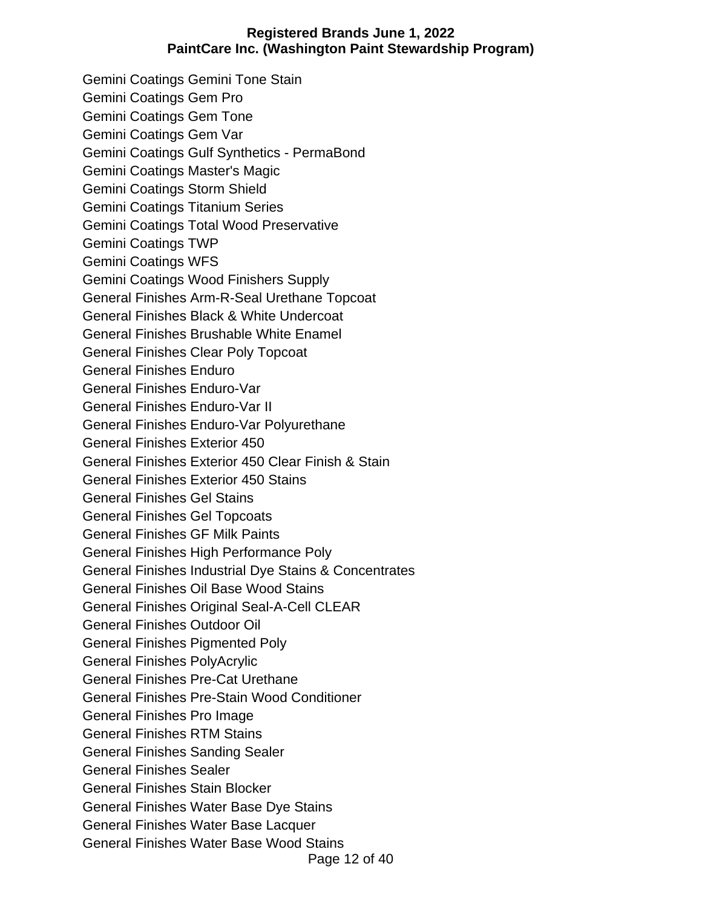Gemini Coatings Gemini Tone Stain
Gemini Coatings Gem Pro
Gemini Coatings Gem Tone
Gemini Coatings Gem Var
Gemini Coatings Gulf Synthetics - PermaBond
Gemini Coatings Master's Magic
Gemini Coatings Storm Shield
Gemini Coatings Titanium Series
Gemini Coatings Total Wood Preservative
Gemini Coatings TWP
Gemini Coatings WFS
Gemini Coatings Wood Finishers Supply
General Finishes Arm-R-Seal Urethane Topcoat
General Finishes Black & White Undercoat
General Finishes Brushable White Enamel
General Finishes Clear Poly Topcoat
General Finishes Enduro
General Finishes Enduro-Var
General Finishes Enduro-Var II
General Finishes Enduro-Var Polyurethane
General Finishes Exterior 450
General Finishes Exterior 450 Clear Finish & Stain
General Finishes Exterior 450 Stains
General Finishes Gel Stains
General Finishes Gel Topcoats
General Finishes GF Milk Paints
General Finishes High Performance Poly
General Finishes Industrial Dye Stains & Concentrates
General Finishes Oil Base Wood Stains
General Finishes Original Seal-A-Cell CLEAR
General Finishes Outdoor Oil
General Finishes Pigmented Poly
General Finishes PolyAcrylic
General Finishes Pre-Cat Urethane
General Finishes Pre-Stain Wood Conditioner
General Finishes Pro Image
General Finishes RTM Stains
General Finishes Sanding Sealer
General Finishes Sealer
General Finishes Stain Blocker
General Finishes Water Base Dye Stains
General Finishes Water Base Lacquer
General Finishes Water Base Wood Stains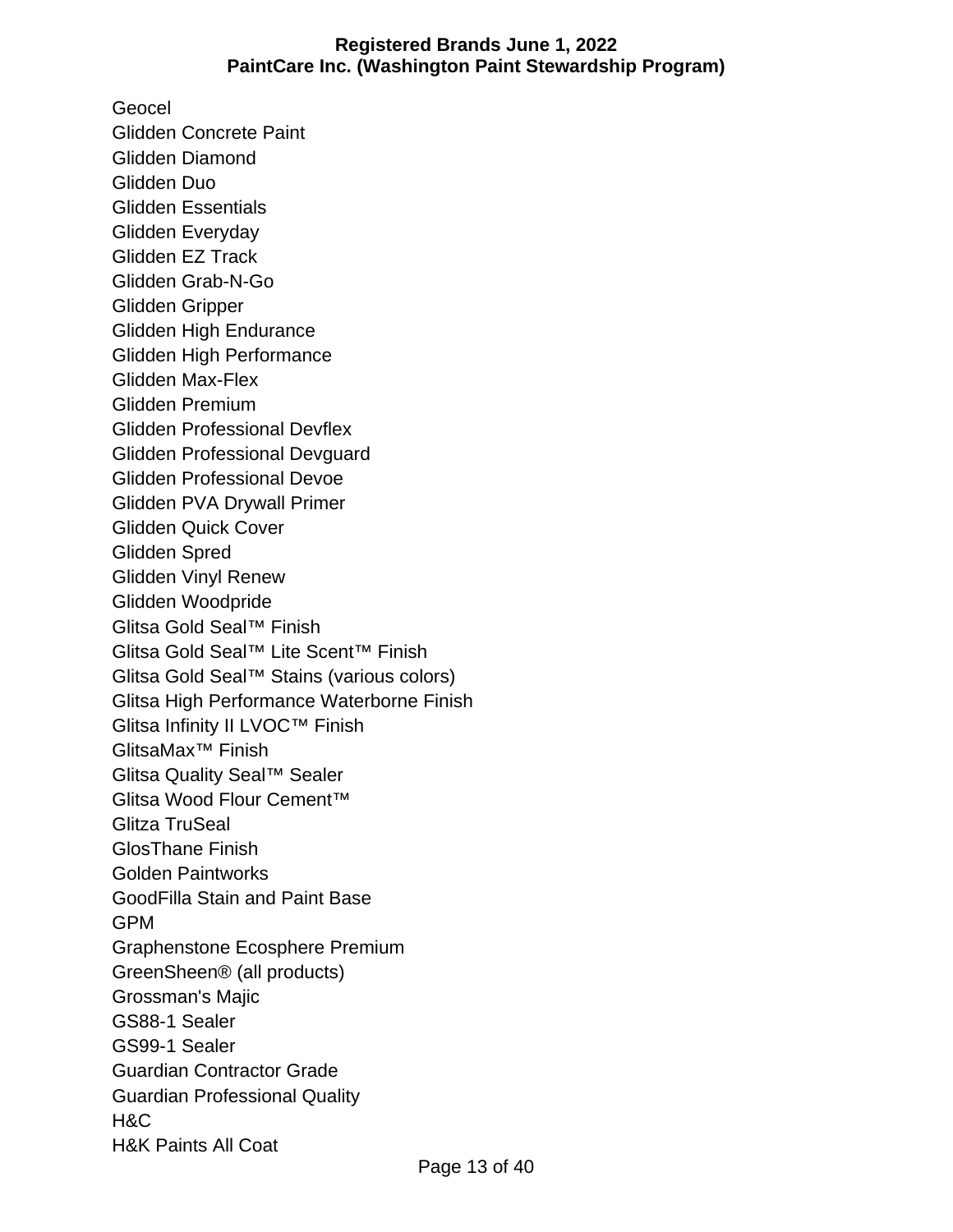Geocel
Glidden Concrete Paint
Glidden Diamond
Glidden Duo
Glidden Essentials
Glidden Everyday
Glidden EZ Track
Glidden Grab-N-Go
Glidden Gripper
Glidden High Endurance
Glidden High Performance
Glidden Max-Flex
Glidden Premium
Glidden Professional Devflex
Glidden Professional Devguard
Glidden Professional Devoe
Glidden PVA Drywall Primer
Glidden Quick Cover
Glidden Spred
Glidden Vinyl Renew
Glidden Woodpride
Glitsa Gold Seal™ Finish
Glitsa Gold Seal™ Lite Scent™ Finish
Glitsa Gold Seal™ Stains (various colors)
Glitsa High Performance Waterborne Finish
Glitsa Infinity II LVOC™ Finish
GlitsaMax™ Finish
Glitsa Quality Seal™ Sealer
Glitsa Wood Flour Cement™
Glitza TruSeal
GlosThane Finish
Golden Paintworks
GoodFilla Stain and Paint Base
GPM
Graphenstone Ecosphere Premium
GreenSheen® (all products)
Grossman's Majic
GS88-1 Sealer
GS99-1 Sealer
Guardian Contractor Grade
Guardian Professional Quality
H&C
H&K Paints All Coat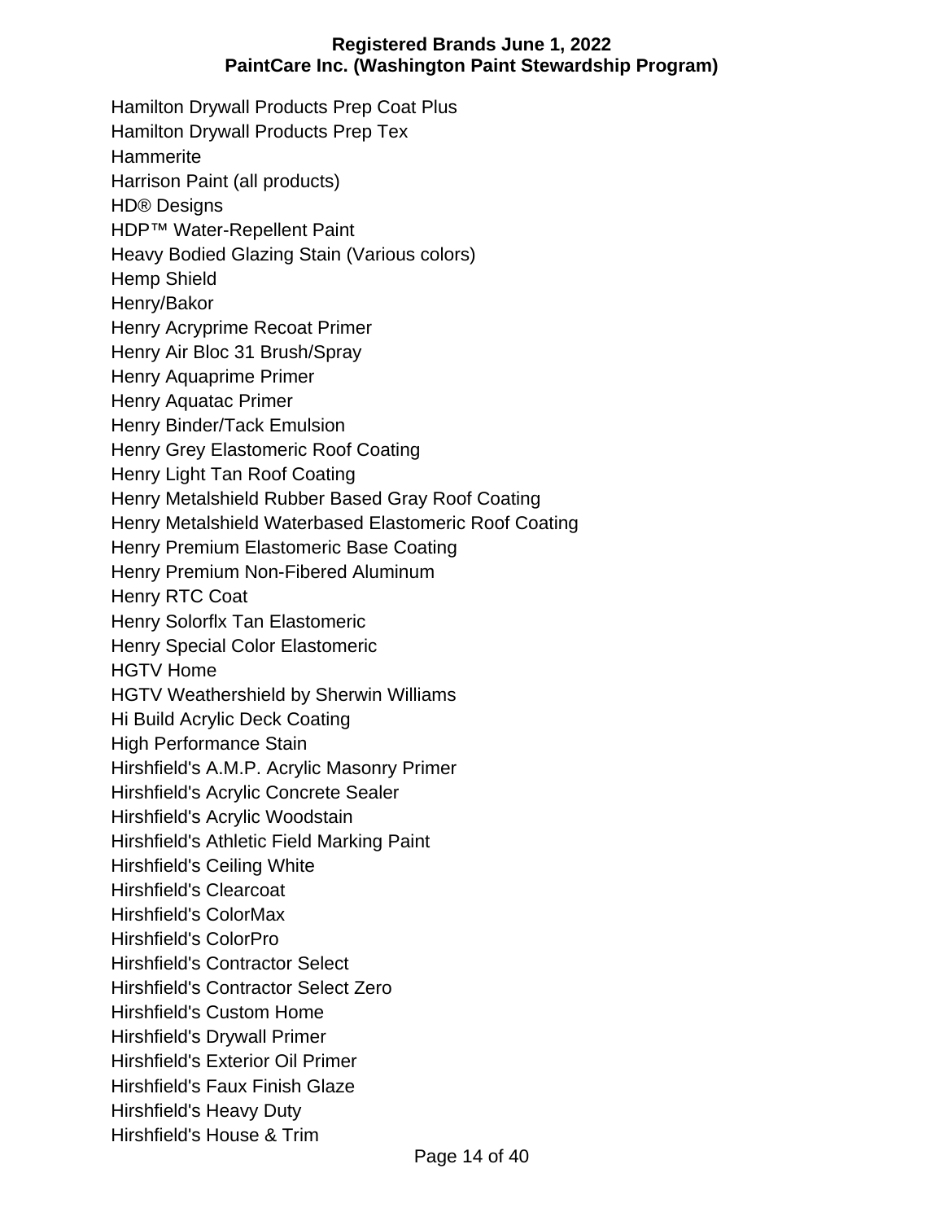Hamilton Drywall Products Prep Coat Plus
Hamilton Drywall Products Prep Tex
Hammerite
Harrison Paint (all products)
HD® Designs
HDP™ Water-Repellent Paint
Heavy Bodied Glazing Stain (Various colors)
Hemp Shield
Henry/Bakor
Henry Acryprime Recoat Primer
Henry Air Bloc 31 Brush/Spray
Henry Aquaprime Primer
Henry Aquatac Primer
Henry Binder/Tack Emulsion
Henry Grey Elastomeric Roof Coating
Henry Light Tan Roof Coating
Henry Metalshield Rubber Based Gray Roof Coating
Henry Metalshield Waterbased Elastomeric Roof Coating
Henry Premium Elastomeric Base Coating
Henry Premium Non-Fibered Aluminum
Henry RTC Coat
Henry Solorflx Tan Elastomeric
Henry Special Color Elastomeric
HGTV Home
HGTV Weathershield by Sherwin Williams
Hi Build Acrylic Deck Coating
High Performance Stain
Hirshfield's A.M.P. Acrylic Masonry Primer
Hirshfield's Acrylic Concrete Sealer
Hirshfield's Acrylic Woodstain
Hirshfield's Athletic Field Marking Paint
Hirshfield's Ceiling White
Hirshfield's Clearcoat
Hirshfield's ColorMax
Hirshfield's ColorPro
Hirshfield's Contractor Select
Hirshfield's Contractor Select Zero
Hirshfield's Custom Home
Hirshfield's Drywall Primer
Hirshfield's Exterior Oil Primer
Hirshfield's Faux Finish Glaze
Hirshfield's Heavy Duty
Hirshfield's House & Trim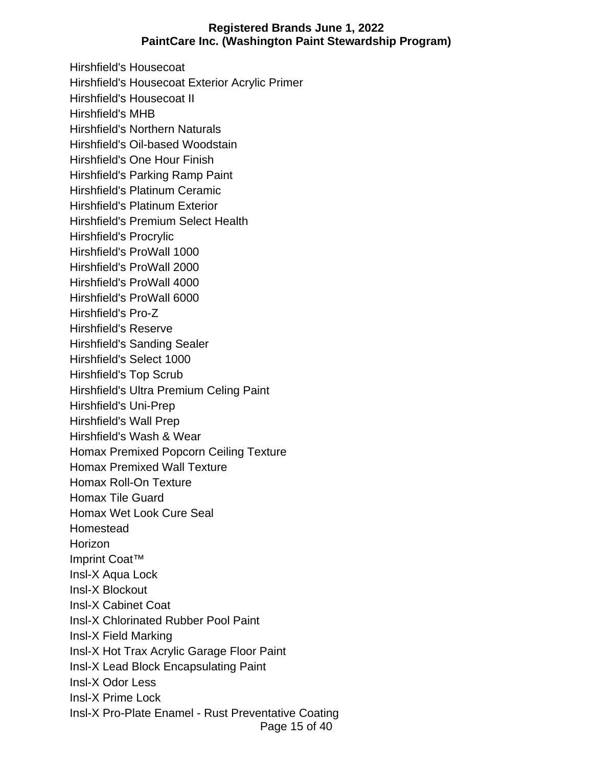Hirshfield's Housecoat
Hirshfield's Housecoat Exterior Acrylic Primer
Hirshfield's Housecoat II
Hirshfield's MHB
Hirshfield's Northern Naturals
Hirshfield's Oil-based Woodstain
Hirshfield's One Hour Finish
Hirshfield's Parking Ramp Paint
Hirshfield's Platinum Ceramic
Hirshfield's Platinum Exterior
Hirshfield's Premium Select Health
Hirshfield's Procrylic
Hirshfield's ProWall 1000
Hirshfield's ProWall 2000
Hirshfield's ProWall 4000
Hirshfield's ProWall 6000
Hirshfield's Pro-Z
Hirshfield's Reserve
Hirshfield's Sanding Sealer
Hirshfield's Select 1000
Hirshfield's Top Scrub
Hirshfield's Ultra Premium Celing Paint
Hirshfield's Uni-Prep
Hirshfield's Wall Prep
Hirshfield's Wash & Wear
Homax Premixed Popcorn Ceiling Texture
Homax Premixed Wall Texture
Homax Roll-On Texture
Homax Tile Guard
Homax Wet Look Cure Seal
Homestead
Horizon
Imprint Coat™
Insl-X Aqua Lock
Insl-X Blockout
Insl-X Cabinet Coat
Insl-X Chlorinated Rubber Pool Paint
Insl-X Field Marking
Insl-X Hot Trax Acrylic Garage Floor Paint
Insl-X Lead Block Encapsulating Paint
Insl-X Odor Less
Insl-X Prime Lock
Insl-X Pro-Plate Enamel - Rust Preventative Coating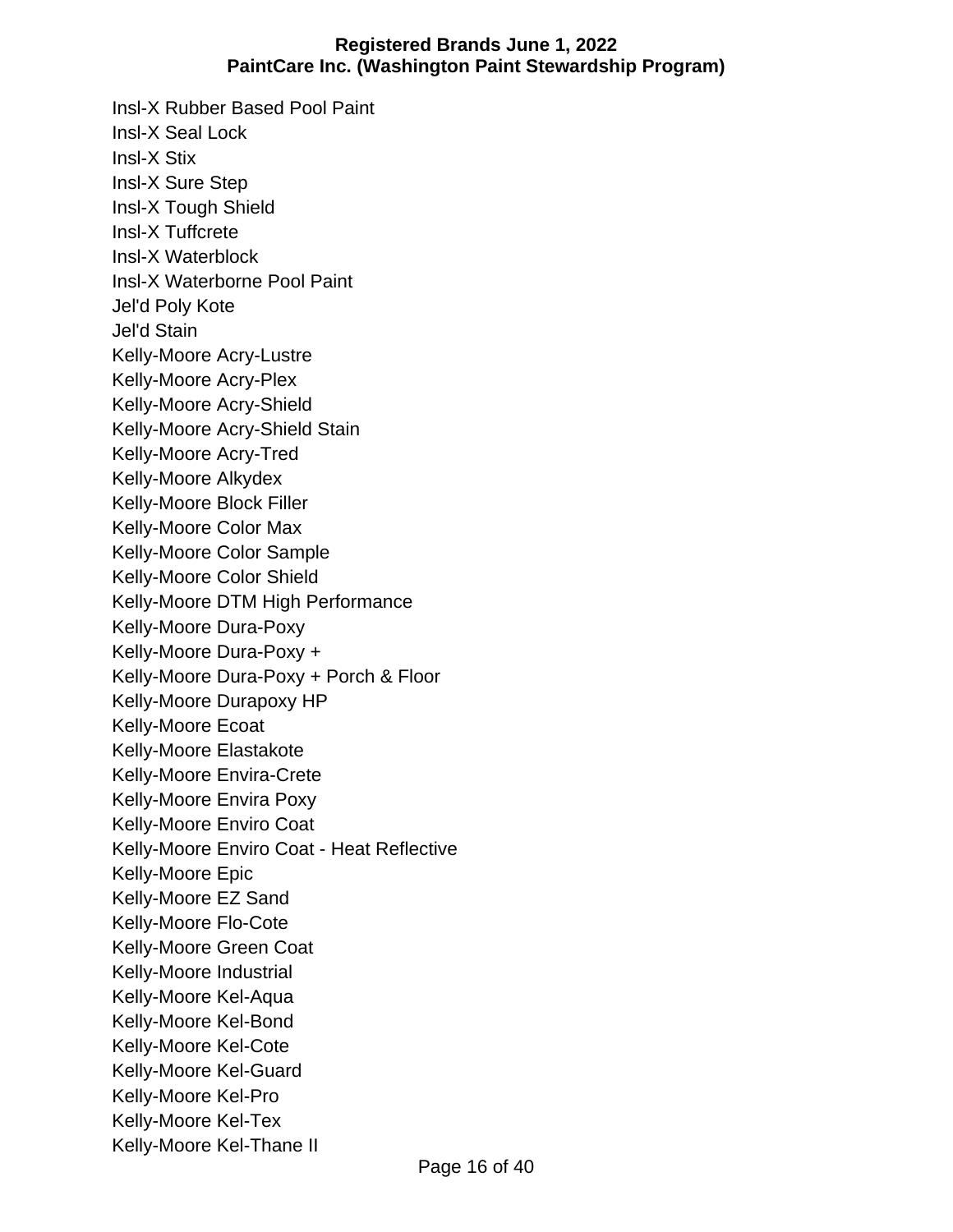Insl-X Rubber Based Pool Paint
Insl-X Seal Lock
Insl-X Stix
Insl-X Sure Step
Insl-X Tough Shield
Insl-X Tuffcrete
Insl-X Waterblock
Insl-X Waterborne Pool Paint
Jel'd Poly Kote
Jel'd Stain
Kelly-Moore Acry-Lustre
Kelly-Moore Acry-Plex
Kelly-Moore Acry-Shield
Kelly-Moore Acry-Shield Stain
Kelly-Moore Acry-Tred
Kelly-Moore Alkydex
Kelly-Moore Block Filler
Kelly-Moore Color Max
Kelly-Moore Color Sample
Kelly-Moore Color Shield
Kelly-Moore DTM High Performance
Kelly-Moore Dura-Poxy
Kelly-Moore Dura-Poxy +
Kelly-Moore Dura-Poxy + Porch & Floor
Kelly-Moore Durapoxy HP
Kelly-Moore Ecoat
Kelly-Moore Elastakote
Kelly-Moore Envira-Crete
Kelly-Moore Envira Poxy
Kelly-Moore Enviro Coat
Kelly-Moore Enviro Coat - Heat Reflective
Kelly-Moore Epic
Kelly-Moore EZ Sand
Kelly-Moore Flo-Cote
Kelly-Moore Green Coat
Kelly-Moore Industrial
Kelly-Moore Kel-Aqua
Kelly-Moore Kel-Bond
Kelly-Moore Kel-Cote
Kelly-Moore Kel-Guard
Kelly-Moore Kel-Pro
Kelly-Moore Kel-Tex
Kelly-Moore Kel-Thane II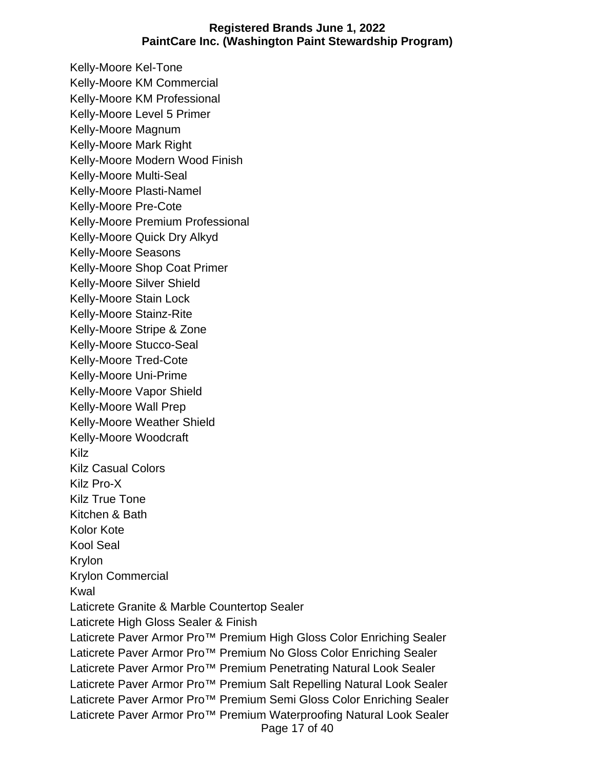Kelly-Moore Kel-Tone
Kelly-Moore KM Commercial
Kelly-Moore KM Professional
Kelly-Moore Level 5 Primer
Kelly-Moore Magnum
Kelly-Moore Mark Right
Kelly-Moore Modern Wood Finish
Kelly-Moore Multi-Seal
Kelly-Moore Plasti-Namel
Kelly-Moore Pre-Cote
Kelly-Moore Premium Professional
Kelly-Moore Quick Dry Alkyd
Kelly-Moore Seasons
Kelly-Moore Shop Coat Primer
Kelly-Moore Silver Shield
Kelly-Moore Stain Lock
Kelly-Moore Stainz-Rite
Kelly-Moore Stripe & Zone
Kelly-Moore Stucco-Seal
Kelly-Moore Tred-Cote
Kelly-Moore Uni-Prime
Kelly-Moore Vapor Shield
Kelly-Moore Wall Prep
Kelly-Moore Weather Shield
Kelly-Moore Woodcraft
Kilz
Kilz Casual Colors
Kilz Pro-X
Kilz True Tone
Kitchen & Bath
Kolor Kote
Kool Seal
Krylon
Krylon Commercial
Kwal
Laticrete Granite & Marble Countertop Sealer
Laticrete High Gloss Sealer & Finish
Laticrete Paver Armor Pro™ Premium High Gloss Color Enriching Sealer
Laticrete Paver Armor Pro™ Premium No Gloss Color Enriching Sealer
Laticrete Paver Armor Pro™ Premium Penetrating Natural Look Sealer
Laticrete Paver Armor Pro™ Premium Salt Repelling Natural Look Sealer
Laticrete Paver Armor Pro™ Premium Semi Gloss Color Enriching Sealer
Laticrete Paver Armor Pro™ Premium Waterproofing Natural Look Sealer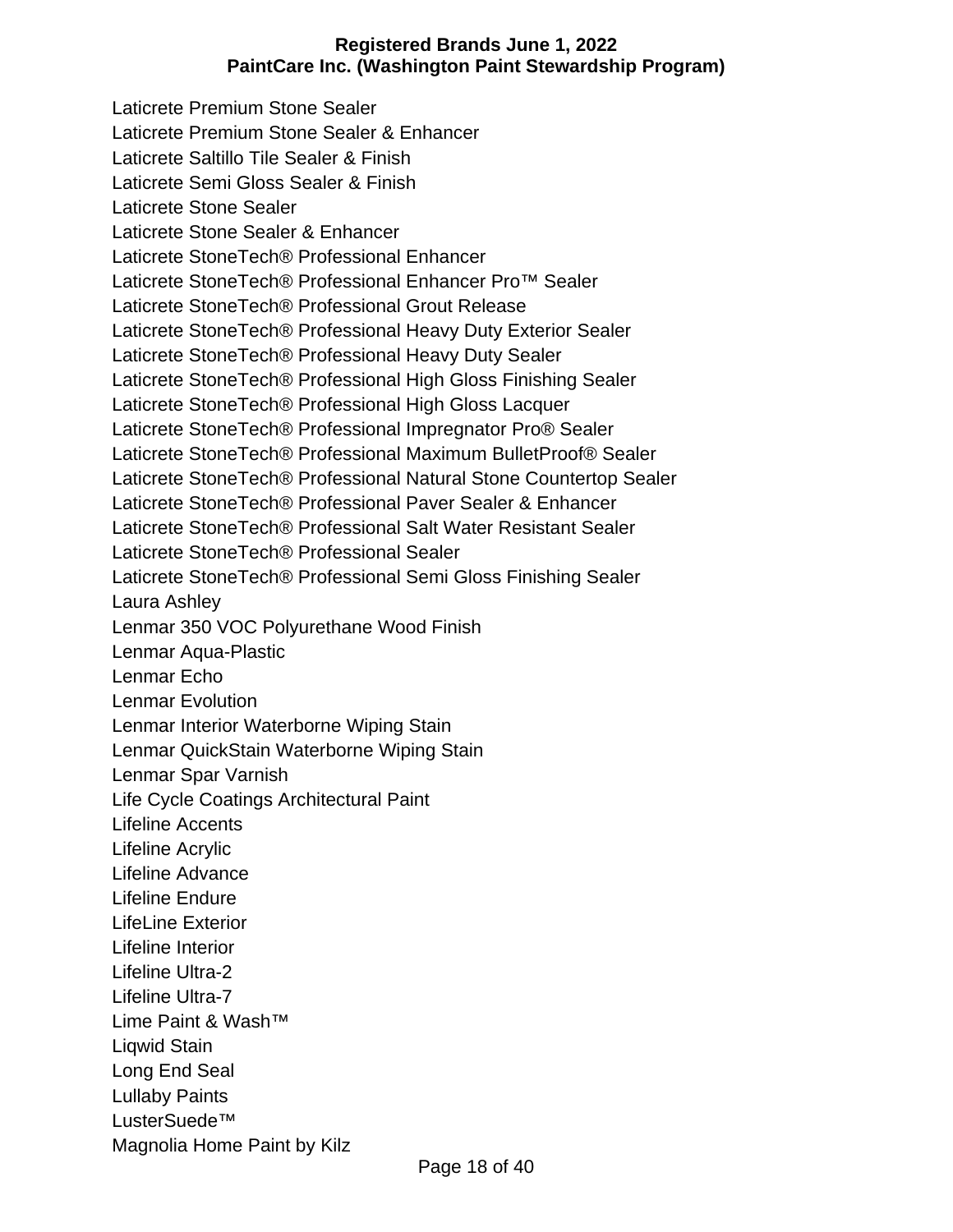Laticrete Premium Stone Sealer
Laticrete Premium Stone Sealer & Enhancer
Laticrete Saltillo Tile Sealer & Finish
Laticrete Semi Gloss Sealer & Finish
Laticrete Stone Sealer
Laticrete Stone Sealer & Enhancer
Laticrete StoneTech® Professional Enhancer
Laticrete StoneTech® Professional Enhancer Pro™ Sealer
Laticrete StoneTech® Professional Grout Release
Laticrete StoneTech® Professional Heavy Duty Exterior Sealer
Laticrete StoneTech® Professional Heavy Duty Sealer
Laticrete StoneTech® Professional High Gloss Finishing Sealer
Laticrete StoneTech® Professional High Gloss Lacquer
Laticrete StoneTech® Professional Impregnator Pro® Sealer
Laticrete StoneTech® Professional Maximum BulletProof® Sealer
Laticrete StoneTech® Professional Natural Stone Countertop Sealer
Laticrete StoneTech® Professional Paver Sealer & Enhancer
Laticrete StoneTech® Professional Salt Water Resistant Sealer
Laticrete StoneTech® Professional Sealer
Laticrete StoneTech® Professional Semi Gloss Finishing Sealer
Laura Ashley
Lenmar 350 VOC Polyurethane Wood Finish
Lenmar Aqua-Plastic
Lenmar Echo
Lenmar Evolution
Lenmar Interior Waterborne Wiping Stain
Lenmar QuickStain Waterborne Wiping Stain
Lenmar Spar Varnish
Life Cycle Coatings Architectural Paint
Lifeline Accents
Lifeline Acrylic
Lifeline Advance
Lifeline Endure
LifeLine Exterior
Lifeline Interior
Lifeline Ultra-2
Lifeline Ultra-7
Lime Paint & Wash™
Liqwid Stain
Long End Seal
Lullaby Paints
LusterSuede™
Magnolia Home Paint by Kilz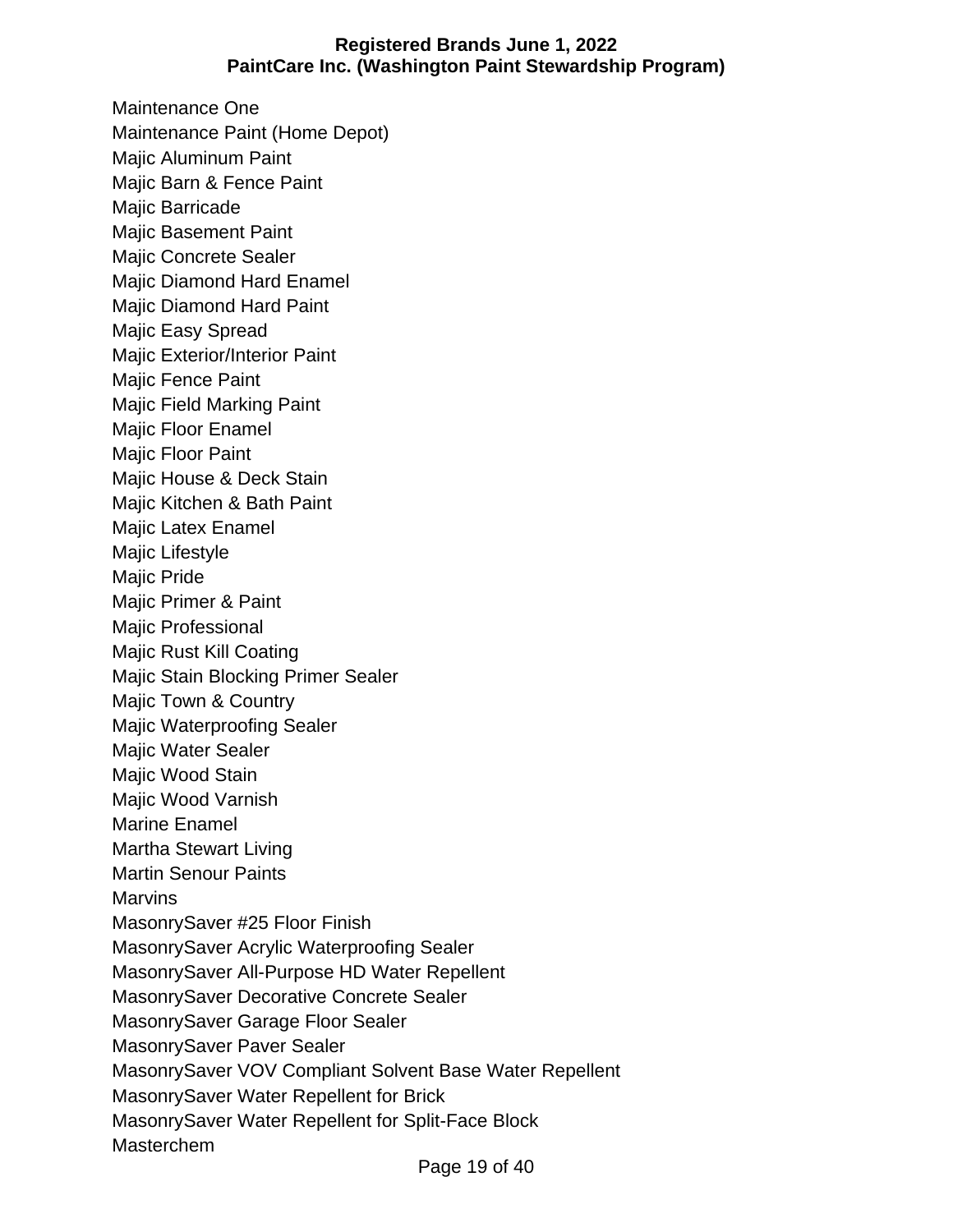Maintenance One
Maintenance Paint (Home Depot)
Majic Aluminum Paint
Majic Barn & Fence Paint
Majic Barricade
Majic Basement Paint
Majic Concrete Sealer
Majic Diamond Hard Enamel
Majic Diamond Hard Paint
Majic Easy Spread
Majic Exterior/Interior Paint
Majic Fence Paint
Majic Field Marking Paint
Majic Floor Enamel
Majic Floor Paint
Majic House & Deck Stain
Majic Kitchen & Bath Paint
Majic Latex Enamel
Majic Lifestyle
Majic Pride
Majic Primer & Paint
Majic Professional
Majic Rust Kill Coating
Majic Stain Blocking Primer Sealer
Majic Town & Country
Majic Waterproofing Sealer
Majic Water Sealer
Majic Wood Stain
Majic Wood Varnish
Marine Enamel
Martha Stewart Living
Martin Senour Paints
Marvins
MasonrySaver #25 Floor Finish
MasonrySaver Acrylic Waterproofing Sealer
MasonrySaver All-Purpose HD Water Repellent
MasonrySaver Decorative Concrete Sealer
MasonrySaver Garage Floor Sealer
MasonrySaver Paver Sealer
MasonrySaver VOV Compliant Solvent Base Water Repellent
MasonrySaver Water Repellent for Brick
MasonrySaver Water Repellent for Split-Face Block
Masterchem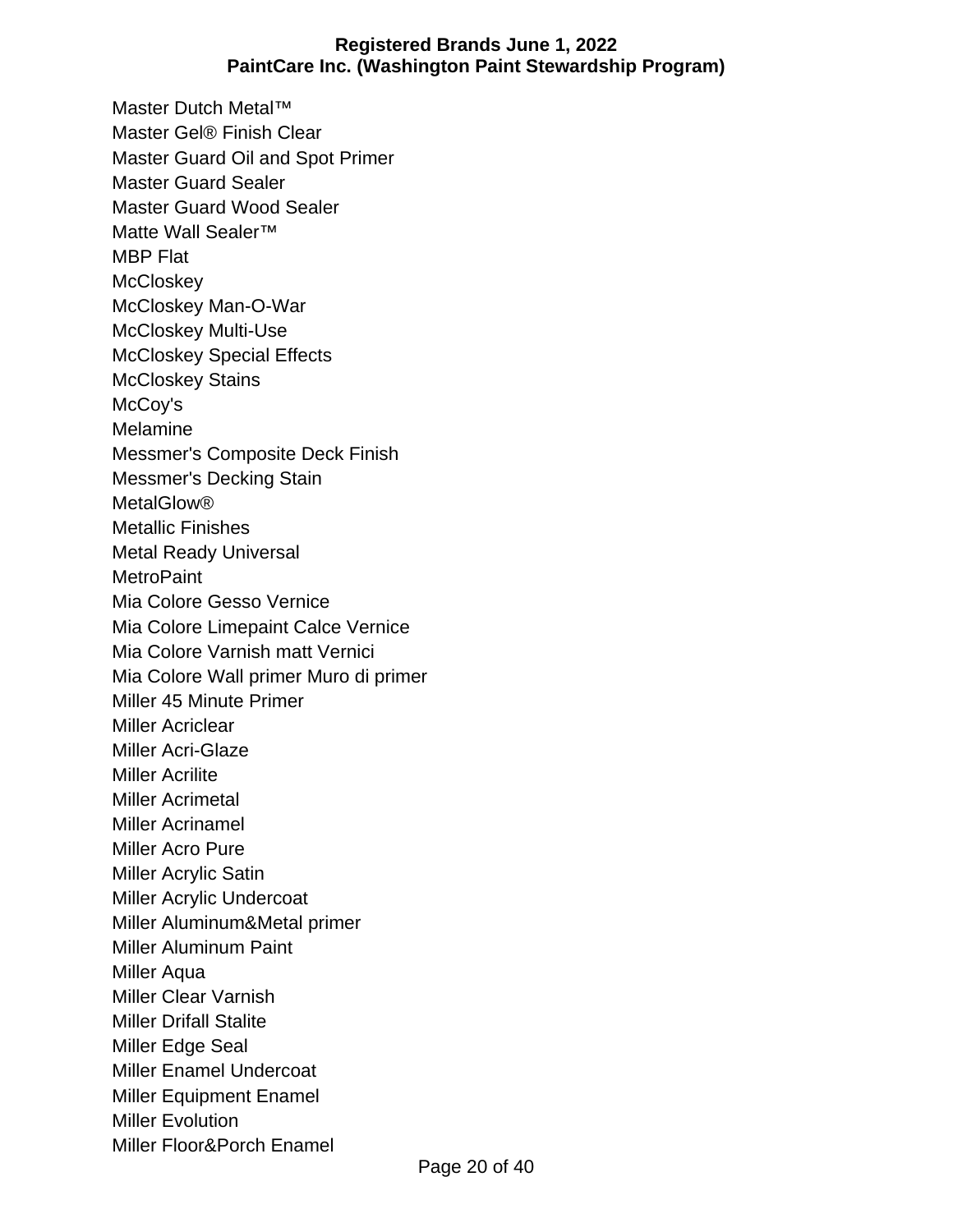Master Dutch Metal™
Master Gel® Finish Clear
Master Guard Oil and Spot Primer
Master Guard Sealer
Master Guard Wood Sealer
Matte Wall Sealer™
MBP Flat
McCloskey
McCloskey Man-O-War
McCloskey Multi-Use
McCloskey Special Effects
McCloskey Stains
McCoy's
Melamine
Messmer's Composite Deck Finish
Messmer's Decking Stain
MetalGlow®
Metallic Finishes
Metal Ready Universal
MetroPaint
Mia Colore Gesso Vernice
Mia Colore Limepaint Calce Vernice
Mia Colore Varnish matt Vernici
Mia Colore Wall primer Muro di primer
Miller 45 Minute Primer
Miller Acriclear
Miller Acri-Glaze
Miller Acrilite
Miller Acrimetal
Miller Acrinamel
Miller Acro Pure
Miller Acrylic Satin
Miller Acrylic Undercoat
Miller Aluminum&Metal primer
Miller Aluminum Paint
Miller Aqua
Miller Clear Varnish
Miller Drifall Stalite
Miller Edge Seal
Miller Enamel Undercoat
Miller Equipment Enamel
Miller Evolution
Miller Floor&Porch Enamel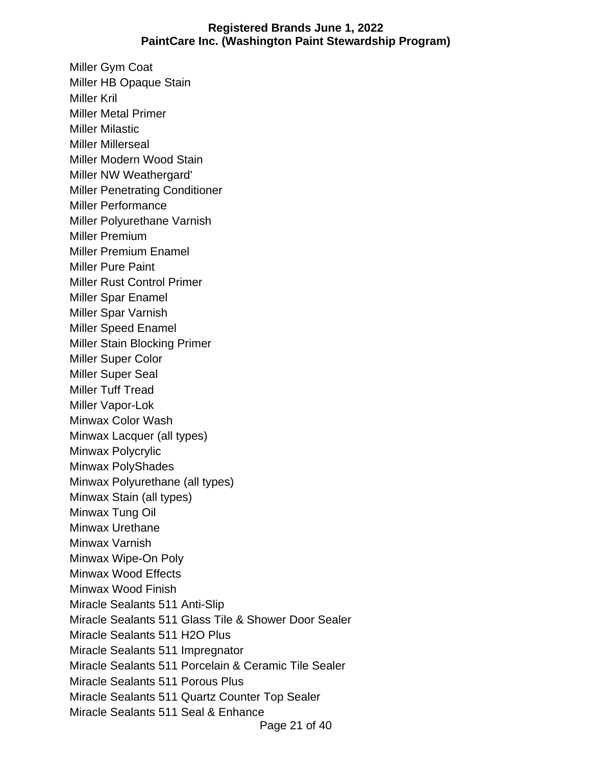Miller Gym Coat
Miller HB Opaque Stain
Miller Kril
Miller Metal Primer
Miller Milastic
Miller Millerseal
Miller Modern Wood Stain
Miller NW Weathergard'
Miller Penetrating Conditioner
Miller Performance
Miller Polyurethane Varnish
Miller Premium
Miller Premium Enamel
Miller Pure Paint
Miller Rust Control Primer
Miller Spar Enamel
Miller Spar Varnish
Miller Speed Enamel
Miller Stain Blocking Primer
Miller Super Color
Miller Super Seal
Miller Tuff Tread
Miller Vapor-Lok
Minwax Color Wash
Minwax Lacquer (all types)
Minwax Polycrylic
Minwax PolyShades
Minwax Polyurethane (all types)
Minwax Stain (all types)
Minwax Tung Oil
Minwax Urethane
Minwax Varnish
Minwax Wipe-On Poly
Minwax Wood Effects
Minwax Wood Finish
Miracle Sealants 511 Anti-Slip
Miracle Sealants 511 Glass Tile & Shower Door Sealer
Miracle Sealants 511 H2O Plus
Miracle Sealants 511 Impregnator
Miracle Sealants 511 Porcelain & Ceramic Tile Sealer
Miracle Sealants 511 Porous Plus
Miracle Sealants 511 Quartz Counter Top Sealer
Miracle Sealants 511 Seal & Enhance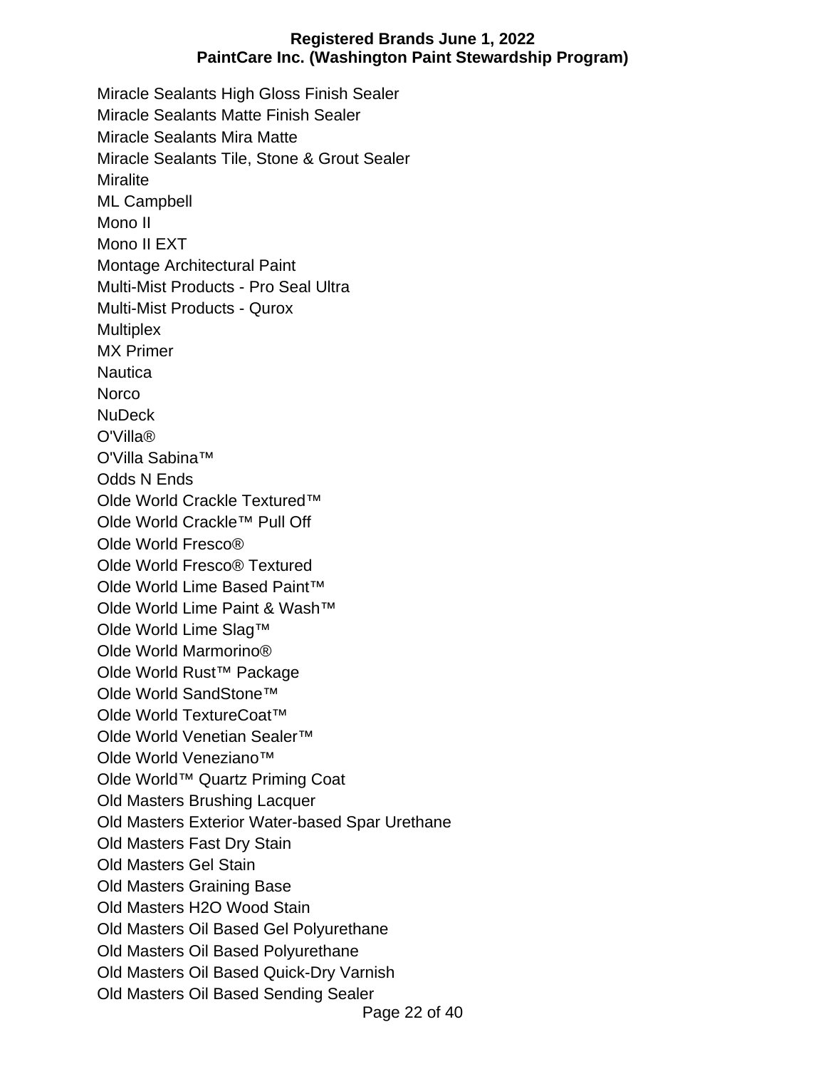Miracle Sealants High Gloss Finish Sealer
Miracle Sealants Matte Finish Sealer
Miracle Sealants Mira Matte
Miracle Sealants Tile, Stone & Grout Sealer
Miralite
ML Campbell
Mono II
Mono II EXT
Montage Architectural Paint
Multi-Mist Products - Pro Seal Ultra
Multi-Mist Products - Qurox
Multiplex
MX Primer
Nautica
Norco
NuDeck
O'Villa®
O'Villa Sabina™
Odds N Ends
Olde World Crackle Textured™
Olde World Crackle™ Pull Off
Olde World Fresco®
Olde World Fresco® Textured
Olde World Lime Based Paint™
Olde World Lime Paint & Wash™
Olde World Lime Slag™
Olde World Marmorino®
Olde World Rust™ Package
Olde World SandStone™
Olde World TextureCoat™
Olde World Venetian Sealer™
Olde World Veneziano™
Olde World™ Quartz Priming Coat
Old Masters Brushing Lacquer
Old Masters Exterior Water-based Spar Urethane
Old Masters Fast Dry Stain
Old Masters Gel Stain
Old Masters Graining Base
Old Masters H2O Wood Stain
Old Masters Oil Based Gel Polyurethane
Old Masters Oil Based Polyurethane
Old Masters Oil Based Quick-Dry Varnish
Old Masters Oil Based Sending Sealer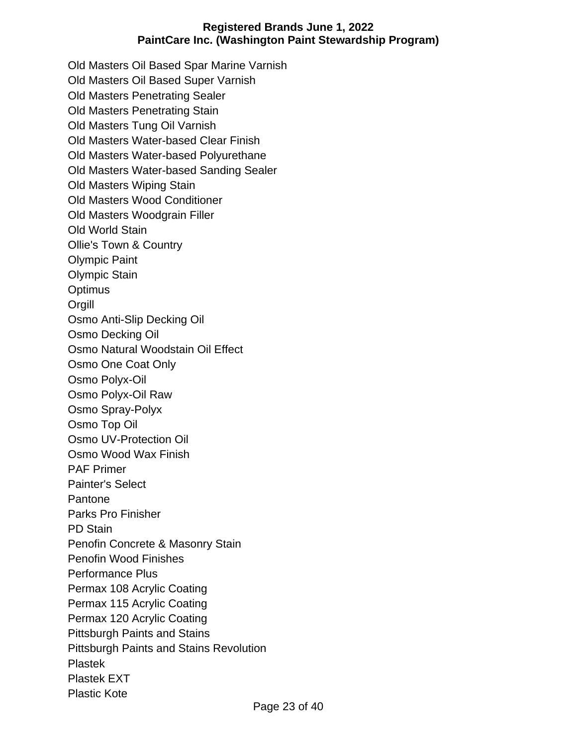Old Masters Oil Based Spar Marine Varnish
Old Masters Oil Based Super Varnish
Old Masters Penetrating Sealer
Old Masters Penetrating Stain
Old Masters Tung Oil Varnish
Old Masters Water-based Clear Finish
Old Masters Water-based Polyurethane
Old Masters Water-based Sanding Sealer
Old Masters Wiping Stain
Old Masters Wood Conditioner
Old Masters Woodgrain Filler
Old World Stain
Ollie's Town & Country
Olympic Paint
Olympic Stain
Optimus
Orgill
Osmo Anti-Slip Decking Oil
Osmo Decking Oil
Osmo Natural Woodstain Oil Effect
Osmo One Coat Only
Osmo Polyx-Oil
Osmo Polyx-Oil Raw
Osmo Spray-Polyx
Osmo Top Oil
Osmo UV-Protection Oil
Osmo Wood Wax Finish
PAF Primer
Painter's Select
Pantone
Parks Pro Finisher
PD Stain
Penofin Concrete & Masonry Stain
Penofin Wood Finishes
Performance Plus
Permax 108 Acrylic Coating
Permax 115 Acrylic Coating
Permax 120 Acrylic Coating
Pittsburgh Paints and Stains
Pittsburgh Paints and Stains Revolution
Plastek
Plastek EXT
Plastic Kote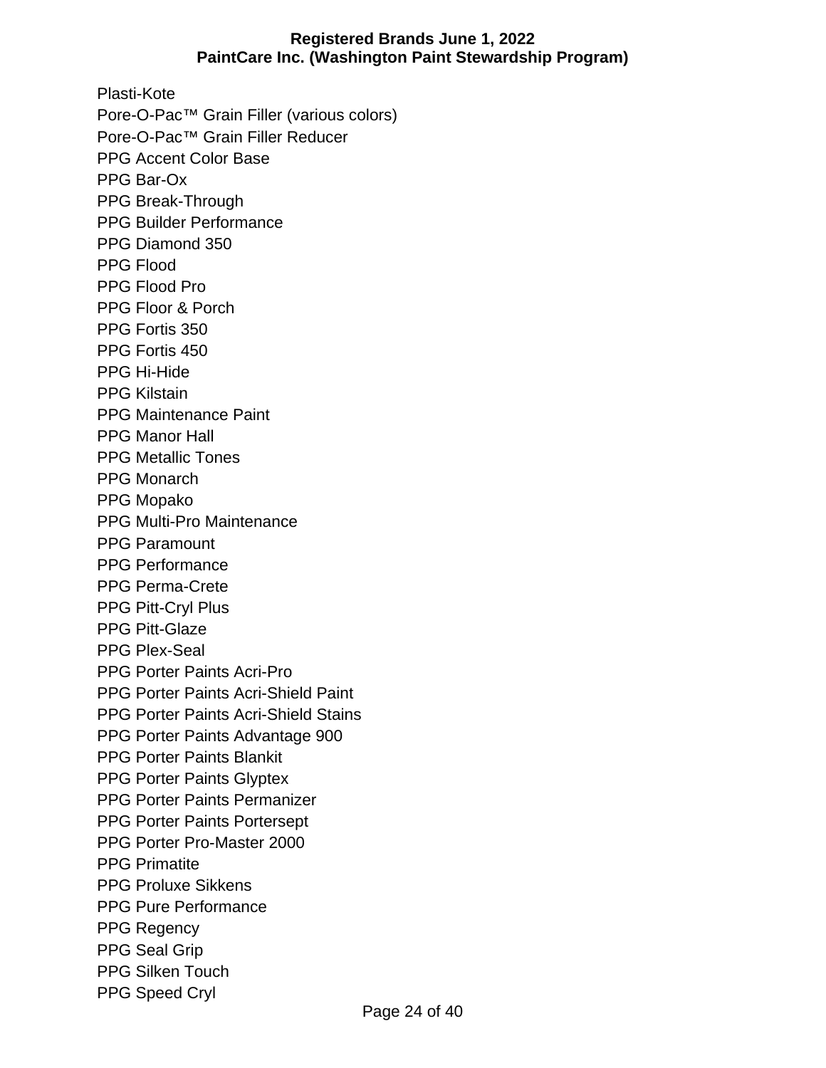Plasti-Kote
Pore-O-Pac™ Grain Filler (various colors)
Pore-O-Pac™ Grain Filler Reducer
PPG Accent Color Base
PPG Bar-Ox
PPG Break-Through
PPG Builder Performance
PPG Diamond 350
PPG Flood
PPG Flood Pro
PPG Floor & Porch
PPG Fortis 350
PPG Fortis 450
PPG Hi-Hide
PPG Kilstain
PPG Maintenance Paint
PPG Manor Hall
PPG Metallic Tones
PPG Monarch
PPG Mopako
PPG Multi-Pro Maintenance
PPG Paramount
PPG Performance
PPG Perma-Crete
PPG Pitt-Cryl Plus
PPG Pitt-Glaze
PPG Plex-Seal
PPG Porter Paints Acri-Pro
PPG Porter Paints Acri-Shield Paint
PPG Porter Paints Acri-Shield Stains
PPG Porter Paints Advantage 900
PPG Porter Paints Blankit
PPG Porter Paints Glyptex
PPG Porter Paints Permanizer
PPG Porter Paints Portersept
PPG Porter Pro-Master 2000
PPG Primatite
PPG Proluxe Sikkens
PPG Pure Performance
PPG Regency
PPG Seal Grip
PPG Silken Touch
PPG Speed Cryl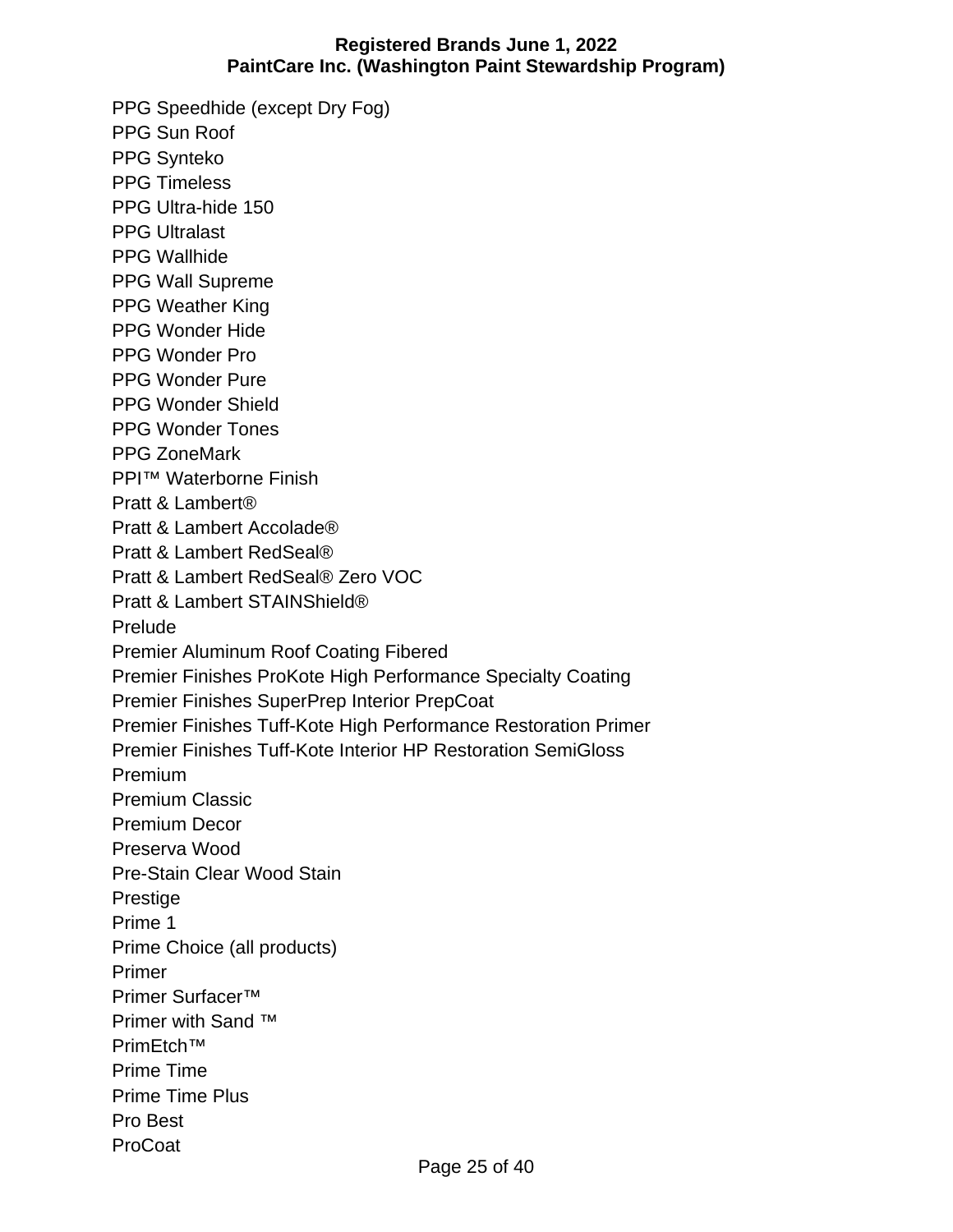PPG Speedhide (except Dry Fog)
PPG Sun Roof
PPG Synteko
PPG Timeless
PPG Ultra-hide 150
PPG Ultralast
PPG Wallhide
PPG Wall Supreme
PPG Weather King
PPG Wonder Hide
PPG Wonder Pro
PPG Wonder Pure
PPG Wonder Shield
PPG Wonder Tones
PPG ZoneMark
PPI™ Waterborne Finish
Pratt & Lambert®
Pratt & Lambert Accolade®
Pratt & Lambert RedSeal®
Pratt & Lambert RedSeal® Zero VOC
Pratt & Lambert STAINShield®
Prelude
Premier Aluminum Roof Coating Fibered
Premier Finishes ProKote High Performance Specialty Coating
Premier Finishes SuperPrep Interior PrepCoat
Premier Finishes Tuff-Kote High Performance Restoration Primer
Premier Finishes Tuff-Kote Interior HP Restoration SemiGloss
Premium
Premium Classic
Premium Decor
Preserva Wood
Pre-Stain Clear Wood Stain
Prestige
Prime 1
Prime Choice (all products)
Primer
Primer Surfacer™
Primer with Sand ™
PrimEtch™
Prime Time
Prime Time Plus
Pro Best
ProCoat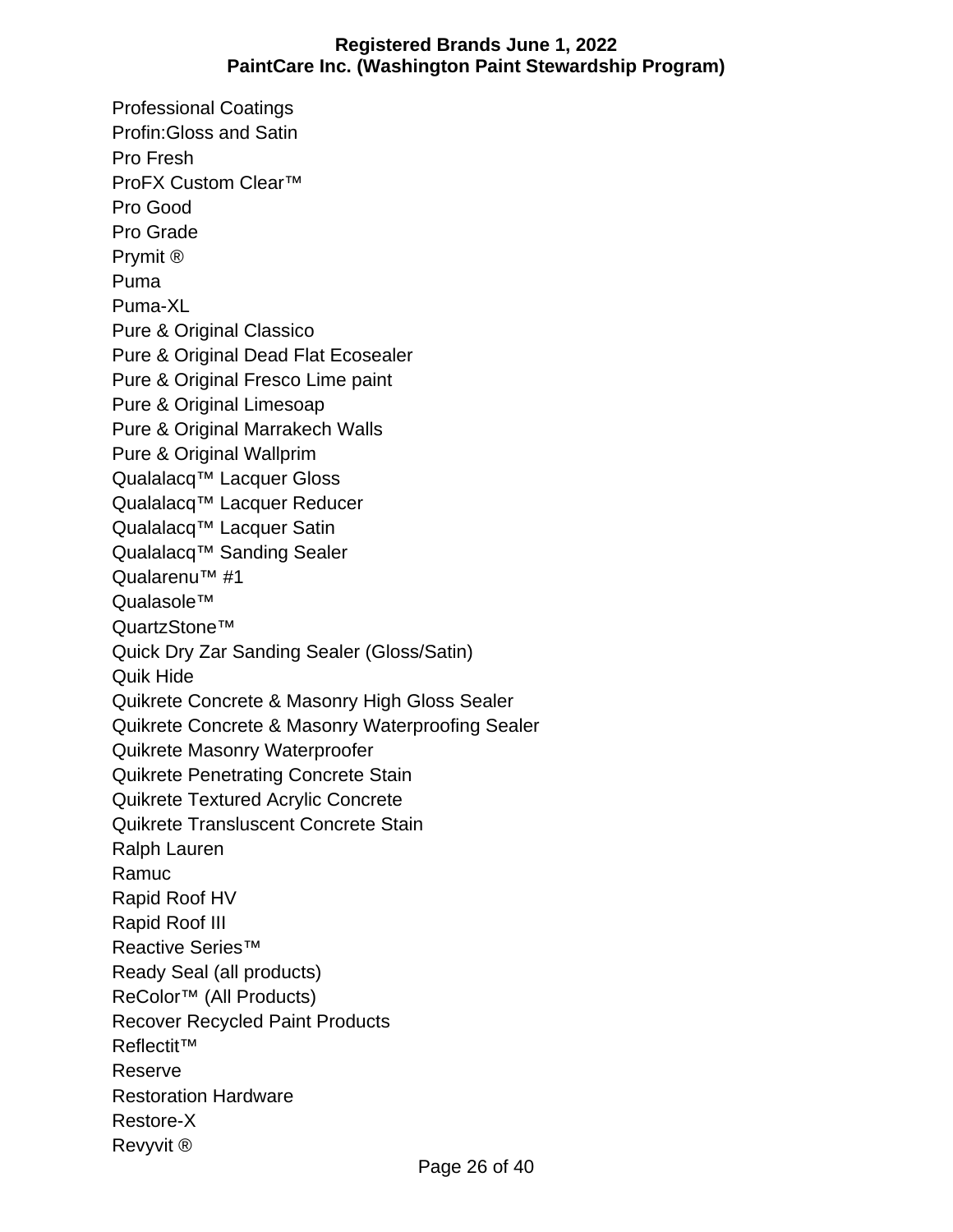Professional Coatings
Profin:Gloss and Satin
Pro Fresh
ProFX Custom Clear™
Pro Good
Pro Grade
Prymit ®
Puma
Puma-XL
Pure & Original Classico
Pure & Original Dead Flat Ecosealer
Pure & Original Fresco Lime paint
Pure & Original Limesoap
Pure & Original Marrakech Walls
Pure & Original Wallprim
Qualalacq™ Lacquer Gloss
Qualalacq™ Lacquer Reducer
Qualalacq™ Lacquer Satin
Qualalacq™ Sanding Sealer
Qualarenu™ #1
Qualasole™
QuartzStone™
Quick Dry Zar Sanding Sealer (Gloss/Satin)
Quik Hide
Quikrete Concrete & Masonry High Gloss Sealer
Quikrete Concrete & Masonry Waterproofing Sealer
Quikrete Masonry Waterproofer
Quikrete Penetrating Concrete Stain
Quikrete Textured Acrylic Concrete
Quikrete Transluscent Concrete Stain
Ralph Lauren
Ramuc
Rapid Roof HV
Rapid Roof III
Reactive Series™
Ready Seal (all products)
ReColor™ (All Products)
Recover Recycled Paint Products
Reflectit™
Reserve
Restoration Hardware
Restore-X
Revyvit ®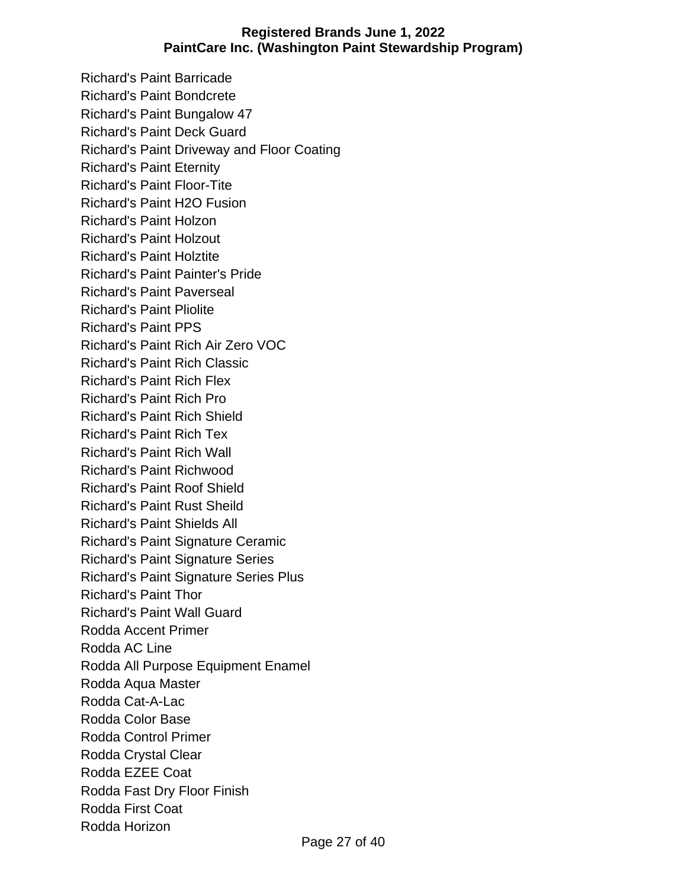Richard's Paint Barricade
Richard's Paint Bondcrete
Richard's Paint Bungalow 47
Richard's Paint Deck Guard
Richard's Paint Driveway and Floor Coating
Richard's Paint Eternity
Richard's Paint Floor-Tite
Richard's Paint H2O Fusion
Richard's Paint Holzon
Richard's Paint Holzout
Richard's Paint Holztite
Richard's Paint Painter's Pride
Richard's Paint Paverseal
Richard's Paint Pliolite
Richard's Paint PPS
Richard's Paint Rich Air Zero VOC
Richard's Paint Rich Classic
Richard's Paint Rich Flex
Richard's Paint Rich Pro
Richard's Paint Rich Shield
Richard's Paint Rich Tex
Richard's Paint Rich Wall
Richard's Paint Richwood
Richard's Paint Roof Shield
Richard's Paint Rust Sheild
Richard's Paint Shields All
Richard's Paint Signature Ceramic
Richard's Paint Signature Series
Richard's Paint Signature Series Plus
Richard's Paint Thor
Richard's Paint Wall Guard
Rodda Accent Primer
Rodda AC Line
Rodda All Purpose Equipment Enamel
Rodda Aqua Master
Rodda Cat-A-Lac
Rodda Color Base
Rodda Control Primer
Rodda Crystal Clear
Rodda EZEE Coat
Rodda Fast Dry Floor Finish
Rodda First Coat
Rodda Horizon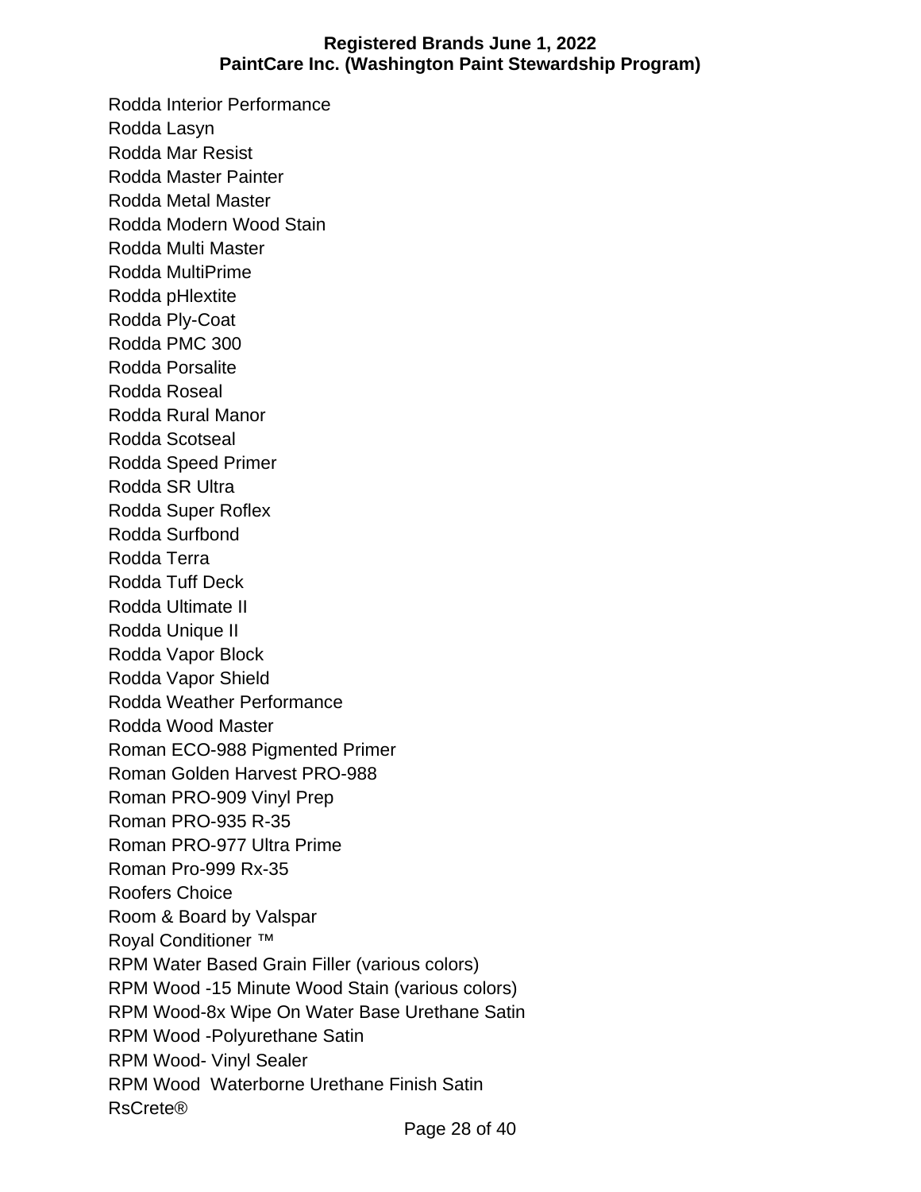Rodda Interior Performance
Rodda Lasyn
Rodda Mar Resist
Rodda Master Painter
Rodda Metal Master
Rodda Modern Wood Stain
Rodda Multi Master
Rodda MultiPrime
Rodda pHlextite
Rodda Ply-Coat
Rodda PMC 300
Rodda Porsalite
Rodda Roseal
Rodda Rural Manor
Rodda Scotseal
Rodda Speed Primer
Rodda SR Ultra
Rodda Super Roflex
Rodda Surfbond
Rodda Terra
Rodda Tuff Deck
Rodda Ultimate II
Rodda Unique II
Rodda Vapor Block
Rodda Vapor Shield
Rodda Weather Performance
Rodda Wood Master
Roman ECO-988 Pigmented Primer
Roman Golden Harvest PRO-988
Roman PRO-909 Vinyl Prep
Roman PRO-935 R-35
Roman PRO-977 Ultra Prime
Roman Pro-999 Rx-35
Roofers Choice
Room & Board by Valspar
Royal Conditioner ™
RPM Water Based Grain Filler (various colors)
RPM Wood -15 Minute Wood Stain (various colors)
RPM Wood-8x Wipe On Water Base Urethane Satin
RPM Wood -Polyurethane Satin
RPM Wood- Vinyl Sealer
RPM Wood  Waterborne Urethane Finish Satin
RsCrete®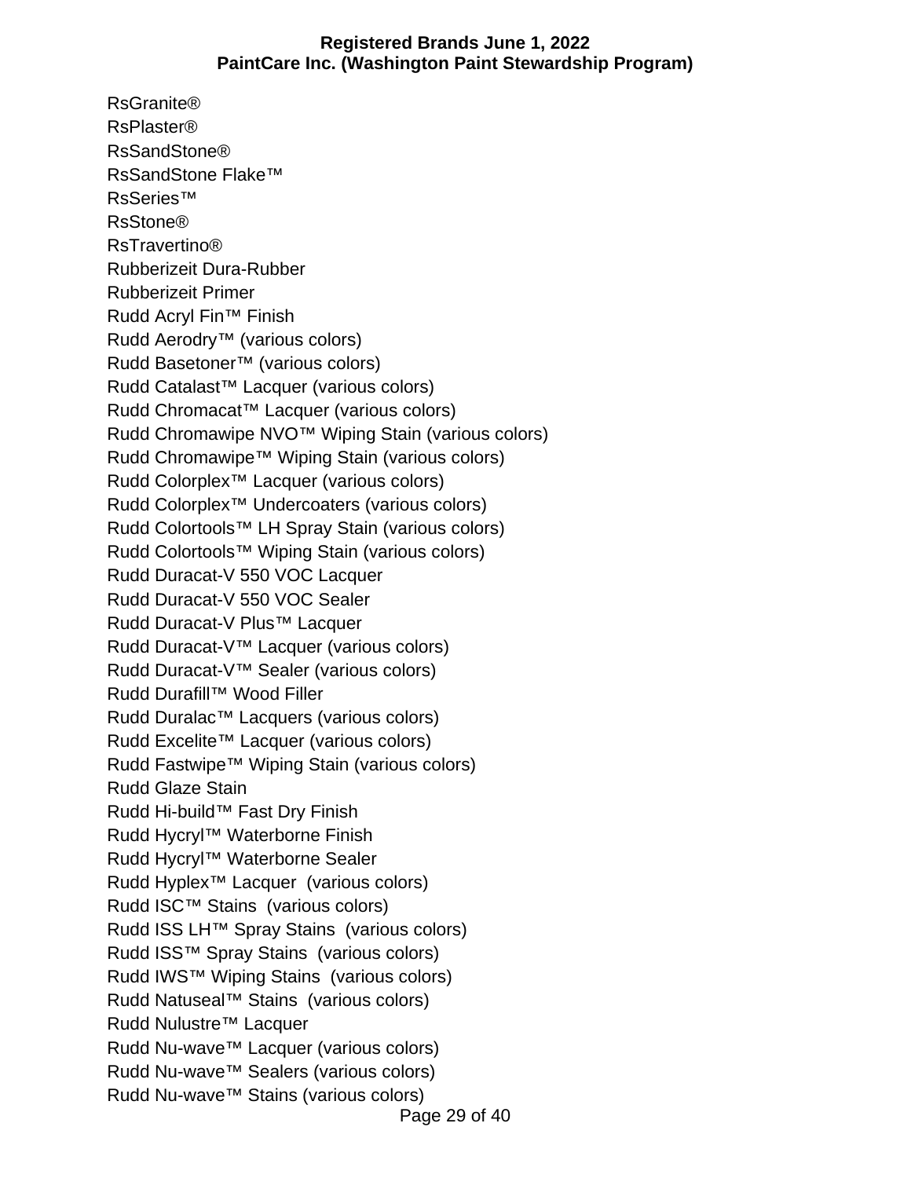RsGranite®
RsPlaster®
RsSandStone®
RsSandStone Flake™
RsSeries™
RsStone®
RsTravertino®
Rubberizeit Dura-Rubber
Rubberizeit Primer
Rudd Acryl Fin™ Finish
Rudd Aerodry™ (various colors)
Rudd Basetoner™ (various colors)
Rudd Catalast™ Lacquer (various colors)
Rudd Chromacat™ Lacquer (various colors)
Rudd Chromawipe NVO™ Wiping Stain (various colors)
Rudd Chromawipe™ Wiping Stain (various colors)
Rudd Colorplex™ Lacquer (various colors)
Rudd Colorplex™ Undercoaters (various colors)
Rudd Colortools™ LH Spray Stain (various colors)
Rudd Colortools™ Wiping Stain (various colors)
Rudd Duracat-V 550 VOC Lacquer
Rudd Duracat-V 550 VOC Sealer
Rudd Duracat-V Plus™ Lacquer
Rudd Duracat-V™ Lacquer (various colors)
Rudd Duracat-V™ Sealer (various colors)
Rudd Durafill™ Wood Filler
Rudd Duralac™ Lacquers (various colors)
Rudd Excelite™ Lacquer (various colors)
Rudd Fastwipe™ Wiping Stain (various colors)
Rudd Glaze Stain
Rudd Hi-build™ Fast Dry Finish
Rudd Hycryl™ Waterborne Finish
Rudd Hycryl™ Waterborne Sealer
Rudd Hyplex™ Lacquer (various colors)
Rudd ISC™ Stains (various colors)
Rudd ISS LH™ Spray Stains (various colors)
Rudd ISS™ Spray Stains (various colors)
Rudd IWS™ Wiping Stains (various colors)
Rudd Natuseal™ Stains (various colors)
Rudd Nulustre™ Lacquer
Rudd Nu-wave™ Lacquer (various colors)
Rudd Nu-wave™ Sealers (various colors)
Rudd Nu-wave™ Stains (various colors)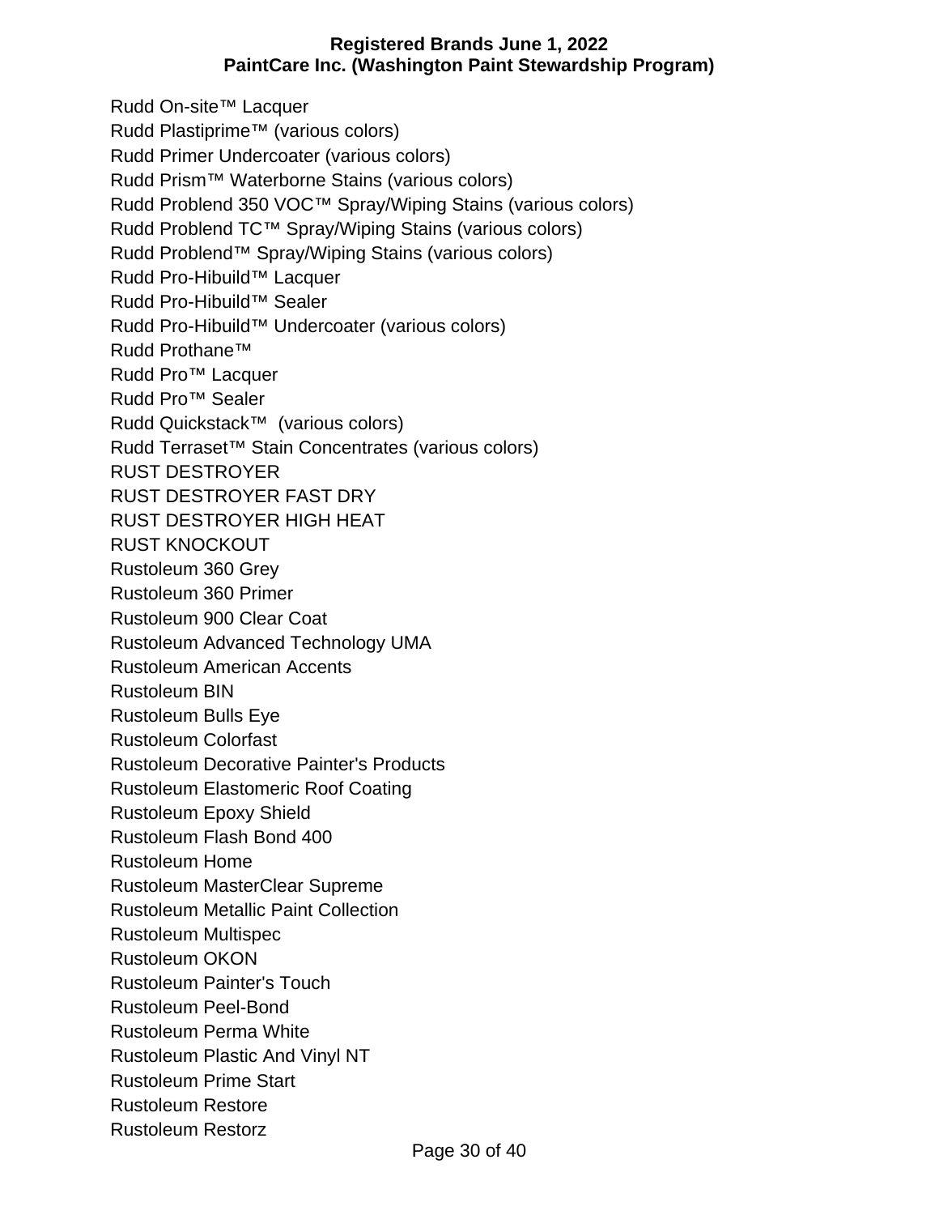Rudd On-site™ Lacquer
Rudd Plastiprime™ (various colors)
Rudd Primer Undercoater (various colors)
Rudd Prism™ Waterborne Stains (various colors)
Rudd Problend 350 VOC™ Spray/Wiping Stains (various colors)
Rudd Problend TC™ Spray/Wiping Stains (various colors)
Rudd Problend™ Spray/Wiping Stains (various colors)
Rudd Pro-Hibuild™ Lacquer
Rudd Pro-Hibuild™ Sealer
Rudd Pro-Hibuild™ Undercoater (various colors)
Rudd Prothane™
Rudd Pro™ Lacquer
Rudd Pro™ Sealer
Rudd Quickstack™ (various colors)
Rudd Terraset™ Stain Concentrates (various colors)
RUST DESTROYER
RUST DESTROYER FAST DRY
RUST DESTROYER HIGH HEAT
RUST KNOCKOUT
Rustoleum 360 Grey
Rustoleum 360 Primer
Rustoleum 900 Clear Coat
Rustoleum Advanced Technology UMA
Rustoleum American Accents
Rustoleum BIN
Rustoleum Bulls Eye
Rustoleum Colorfast
Rustoleum Decorative Painter's Products
Rustoleum Elastomeric Roof Coating
Rustoleum Epoxy Shield
Rustoleum Flash Bond 400
Rustoleum Home
Rustoleum MasterClear Supreme
Rustoleum Metallic Paint Collection
Rustoleum Multispec
Rustoleum OKON
Rustoleum Painter's Touch
Rustoleum Peel-Bond
Rustoleum Perma White
Rustoleum Plastic And Vinyl NT
Rustoleum Prime Start
Rustoleum Restore
Rustoleum Restorz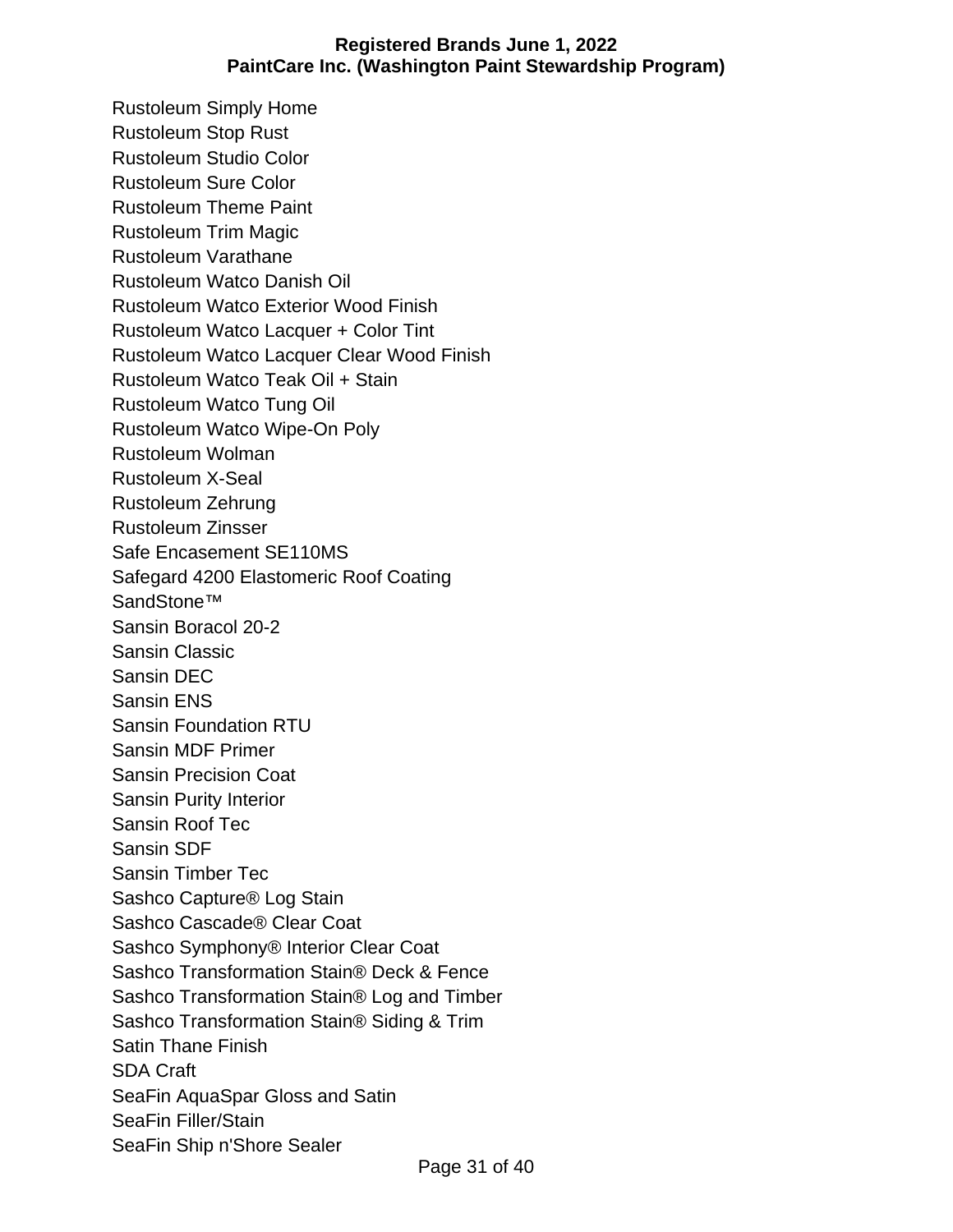Rustoleum Simply Home
Rustoleum Stop Rust
Rustoleum Studio Color
Rustoleum Sure Color
Rustoleum Theme Paint
Rustoleum Trim Magic
Rustoleum Varathane
Rustoleum Watco Danish Oil
Rustoleum Watco Exterior Wood Finish
Rustoleum Watco Lacquer + Color Tint
Rustoleum Watco Lacquer Clear Wood Finish
Rustoleum Watco Teak Oil + Stain
Rustoleum Watco Tung Oil
Rustoleum Watco Wipe-On Poly
Rustoleum Wolman
Rustoleum X-Seal
Rustoleum Zehrung
Rustoleum Zinsser
Safe Encasement SE110MS
Safegard 4200 Elastomeric Roof Coating
SandStone™
Sansin Boracol 20-2
Sansin Classic
Sansin DEC
Sansin ENS
Sansin Foundation RTU
Sansin MDF Primer
Sansin Precision Coat
Sansin Purity Interior
Sansin Roof Tec
Sansin SDF
Sansin Timber Tec
Sashco Capture® Log Stain
Sashco Cascade® Clear Coat
Sashco Symphony® Interior Clear Coat
Sashco Transformation Stain® Deck & Fence
Sashco Transformation Stain® Log and Timber
Sashco Transformation Stain® Siding & Trim
Satin Thane Finish
SDA Craft
SeaFin AquaSpar Gloss and Satin
SeaFin Filler/Stain
SeaFin Ship n'Shore Sealer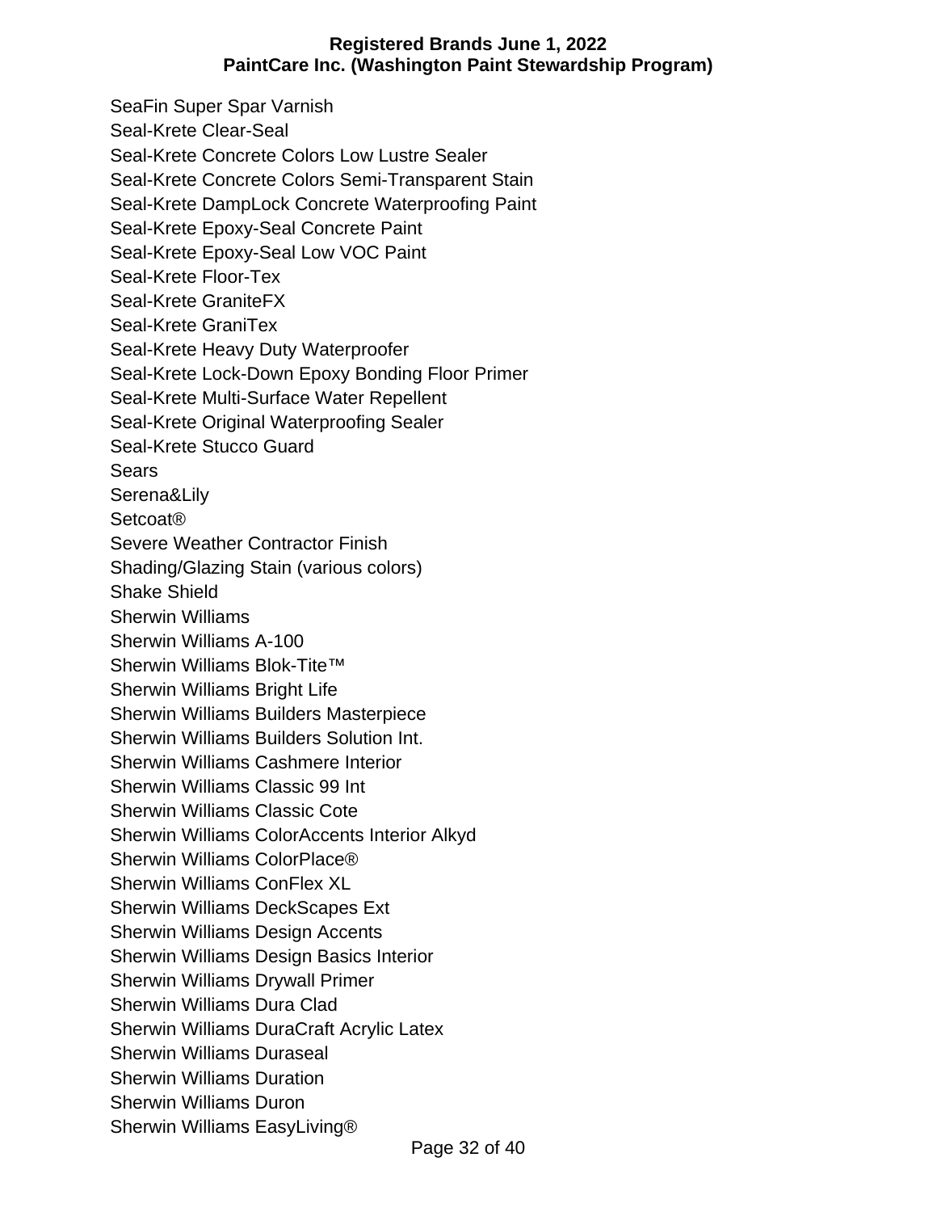SeaFin Super Spar Varnish
Seal-Krete Clear-Seal
Seal-Krete Concrete Colors Low Lustre Sealer
Seal-Krete Concrete Colors Semi-Transparent Stain
Seal-Krete DampLock Concrete Waterproofing Paint
Seal-Krete Epoxy-Seal Concrete Paint
Seal-Krete Epoxy-Seal Low VOC Paint
Seal-Krete Floor-Tex
Seal-Krete GraniteFX
Seal-Krete GraniTex
Seal-Krete Heavy Duty Waterproofer
Seal-Krete Lock-Down Epoxy Bonding Floor Primer
Seal-Krete Multi-Surface Water Repellent
Seal-Krete Original Waterproofing Sealer
Seal-Krete Stucco Guard
Sears
Serena&Lily
Setcoat®
Severe Weather Contractor Finish
Shading/Glazing Stain (various colors)
Shake Shield
Sherwin Williams
Sherwin Williams A-100
Sherwin Williams Blok-Tite™
Sherwin Williams Bright Life
Sherwin Williams Builders Masterpiece
Sherwin Williams Builders Solution Int.
Sherwin Williams Cashmere Interior
Sherwin Williams Classic 99 Int
Sherwin Williams Classic Cote
Sherwin Williams ColorAccents Interior Alkyd
Sherwin Williams ColorPlace®
Sherwin Williams ConFlex XL
Sherwin Williams DeckScapes Ext
Sherwin Williams Design Accents
Sherwin Williams Design Basics Interior
Sherwin Williams Drywall Primer
Sherwin Williams Dura Clad
Sherwin Williams DuraCraft Acrylic Latex
Sherwin Williams Duraseal
Sherwin Williams Duration
Sherwin Williams Duron
Sherwin Williams EasyLiving®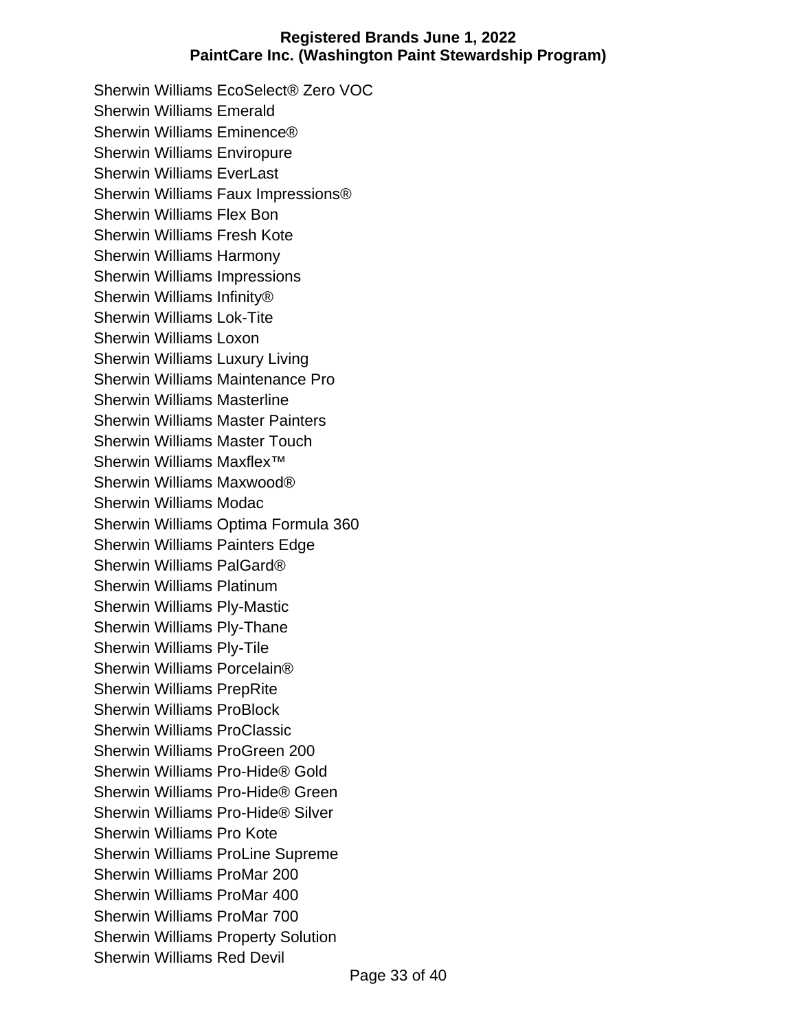Sherwin Williams EcoSelect® Zero VOC
Sherwin Williams Emerald
Sherwin Williams Eminence®
Sherwin Williams Enviropure
Sherwin Williams EverLast
Sherwin Williams Faux Impressions®
Sherwin Williams Flex Bon
Sherwin Williams Fresh Kote
Sherwin Williams Harmony
Sherwin Williams Impressions
Sherwin Williams Infinity®
Sherwin Williams Lok-Tite
Sherwin Williams Loxon
Sherwin Williams Luxury Living
Sherwin Williams Maintenance Pro
Sherwin Williams Masterline
Sherwin Williams Master Painters
Sherwin Williams Master Touch
Sherwin Williams Maxflex™
Sherwin Williams Maxwood®
Sherwin Williams Modac
Sherwin Williams Optima Formula 360
Sherwin Williams Painters Edge
Sherwin Williams PalGard®
Sherwin Williams Platinum
Sherwin Williams Ply-Mastic
Sherwin Williams Ply-Thane
Sherwin Williams Ply-Tile
Sherwin Williams Porcelain®
Sherwin Williams PrepRite
Sherwin Williams ProBlock
Sherwin Williams ProClassic
Sherwin Williams ProGreen 200
Sherwin Williams Pro-Hide® Gold
Sherwin Williams Pro-Hide® Green
Sherwin Williams Pro-Hide® Silver
Sherwin Williams Pro Kote
Sherwin Williams ProLine Supreme
Sherwin Williams ProMar 200
Sherwin Williams ProMar 400
Sherwin Williams ProMar 700
Sherwin Williams Property Solution
Sherwin Williams Red Devil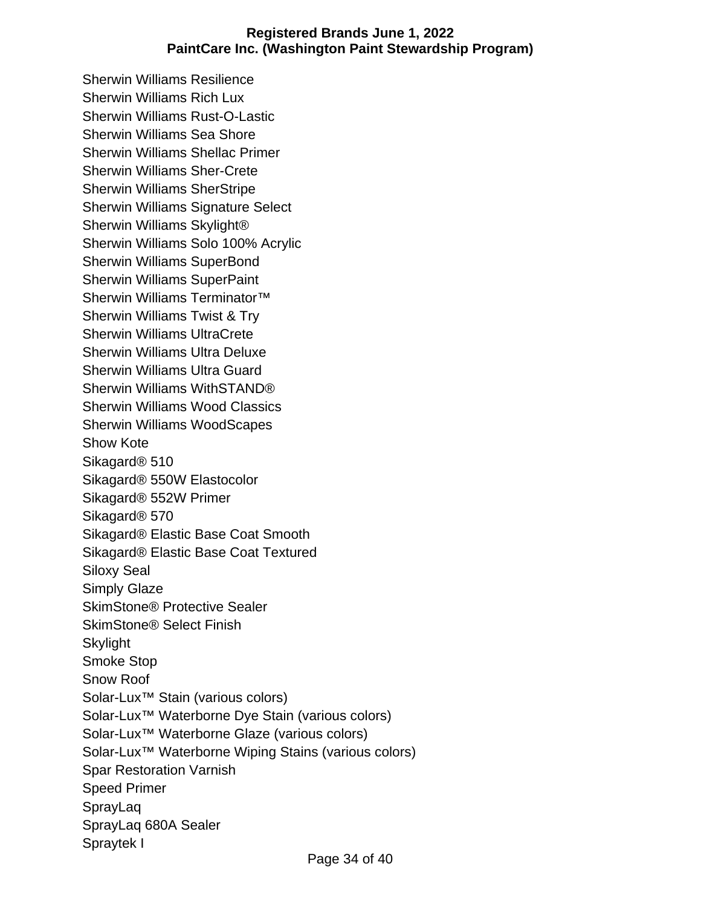Sherwin Williams Resilience
Sherwin Williams Rich Lux
Sherwin Williams Rust-O-Lastic
Sherwin Williams Sea Shore
Sherwin Williams Shellac Primer
Sherwin Williams Sher-Crete
Sherwin Williams SherStripe
Sherwin Williams Signature Select
Sherwin Williams Skylight®
Sherwin Williams Solo 100% Acrylic
Sherwin Williams SuperBond
Sherwin Williams SuperPaint
Sherwin Williams Terminator™
Sherwin Williams Twist & Try
Sherwin Williams UltraCrete
Sherwin Williams Ultra Deluxe
Sherwin Williams Ultra Guard
Sherwin Williams WithSTAND®
Sherwin Williams Wood Classics
Sherwin Williams WoodScapes
Show Kote
Sikagard® 510
Sikagard® 550W Elastocolor
Sikagard® 552W Primer
Sikagard® 570
Sikagard® Elastic Base Coat Smooth
Sikagard® Elastic Base Coat Textured
Siloxy Seal
Simply Glaze
SkimStone® Protective Sealer
SkimStone® Select Finish
Skylight
Smoke Stop
Snow Roof
Solar-Lux™ Stain (various colors)
Solar-Lux™ Waterborne Dye Stain (various colors)
Solar-Lux™ Waterborne Glaze (various colors)
Solar-Lux™ Waterborne Wiping Stains (various colors)
Spar Restoration Varnish
Speed Primer
SprayLaq
SprayLaq 680A Sealer
Spraytek I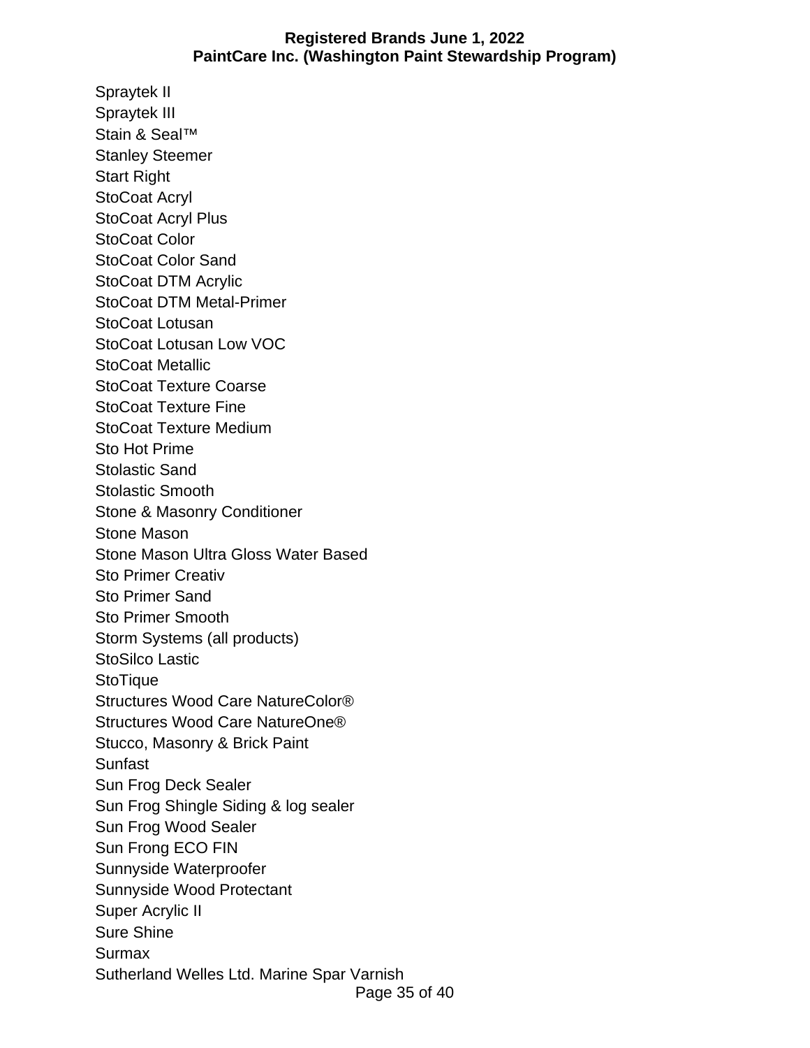Spraytek II
Spraytek III
Stain & Seal™
Stanley Steemer
Start Right
StoCoat Acryl
StoCoat Acryl Plus
StoCoat Color
StoCoat Color Sand
StoCoat DTM Acrylic
StoCoat DTM Metal-Primer
StoCoat Lotusan
StoCoat Lotusan Low VOC
StoCoat Metallic
StoCoat Texture Coarse
StoCoat Texture Fine
StoCoat Texture Medium
Sto Hot Prime
Stolastic Sand
Stolastic Smooth
Stone & Masonry Conditioner
Stone Mason
Stone Mason Ultra Gloss Water Based
Sto Primer Creativ
Sto Primer Sand
Sto Primer Smooth
Storm Systems (all products)
StoSilco Lastic
StoTique
Structures Wood Care NatureColor®
Structures Wood Care NatureOne®
Stucco, Masonry & Brick Paint
Sunfast
Sun Frog Deck Sealer
Sun Frog Shingle Siding & log sealer
Sun Frog Wood Sealer
Sun Frong ECO FIN
Sunnyside Waterproofer
Sunnyside Wood Protectant
Super Acrylic II
Sure Shine
Surmax
Sutherland Welles Ltd. Marine Spar Varnish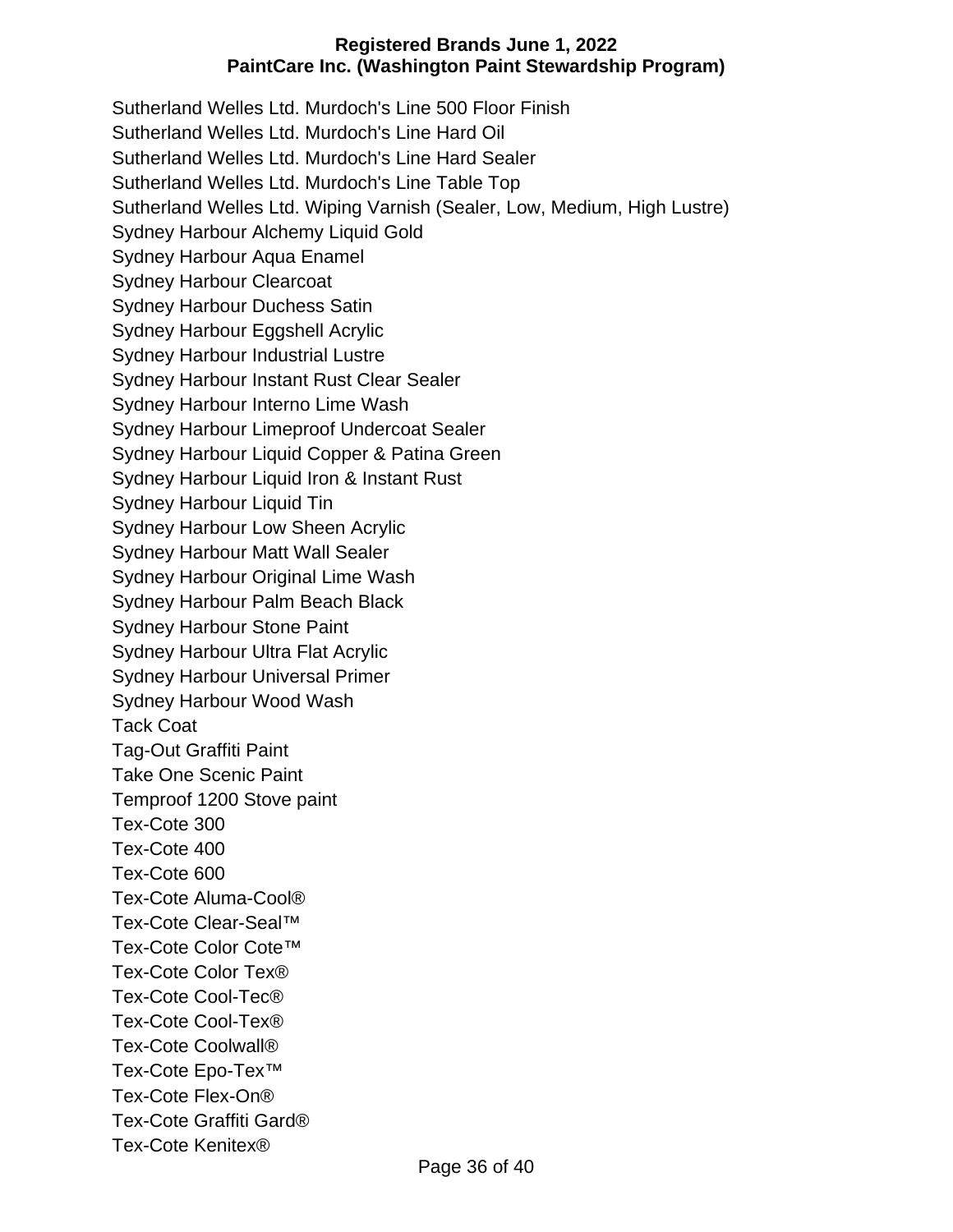Sutherland Welles Ltd. Murdoch's Line 500 Floor Finish
Sutherland Welles Ltd. Murdoch's Line Hard Oil
Sutherland Welles Ltd. Murdoch's Line Hard Sealer
Sutherland Welles Ltd. Murdoch's Line Table Top
Sutherland Welles Ltd. Wiping Varnish (Sealer, Low, Medium, High Lustre)
Sydney Harbour Alchemy Liquid Gold
Sydney Harbour Aqua Enamel
Sydney Harbour Clearcoat
Sydney Harbour Duchess Satin
Sydney Harbour Eggshell Acrylic
Sydney Harbour Industrial Lustre
Sydney Harbour Instant Rust Clear Sealer
Sydney Harbour Interno Lime Wash
Sydney Harbour Limeproof Undercoat Sealer
Sydney Harbour Liquid Copper & Patina Green
Sydney Harbour Liquid Iron & Instant Rust
Sydney Harbour Liquid Tin
Sydney Harbour Low Sheen Acrylic
Sydney Harbour Matt Wall Sealer
Sydney Harbour Original Lime Wash
Sydney Harbour Palm Beach Black
Sydney Harbour Stone Paint
Sydney Harbour Ultra Flat Acrylic
Sydney Harbour Universal Primer
Sydney Harbour Wood Wash
Tack Coat
Tag-Out Graffiti Paint
Take One Scenic Paint
Temproof 1200 Stove paint
Tex-Cote 300
Tex-Cote 400
Tex-Cote 600
Tex-Cote Aluma-Cool®
Tex-Cote Clear-Seal™
Tex-Cote Color Cote™
Tex-Cote Color Tex®
Tex-Cote Cool-Tec®
Tex-Cote Cool-Tex®
Tex-Cote Coolwall®
Tex-Cote Epo-Tex™
Tex-Cote Flex-On®
Tex-Cote Graffiti Gard®
Tex-Cote Kenitex®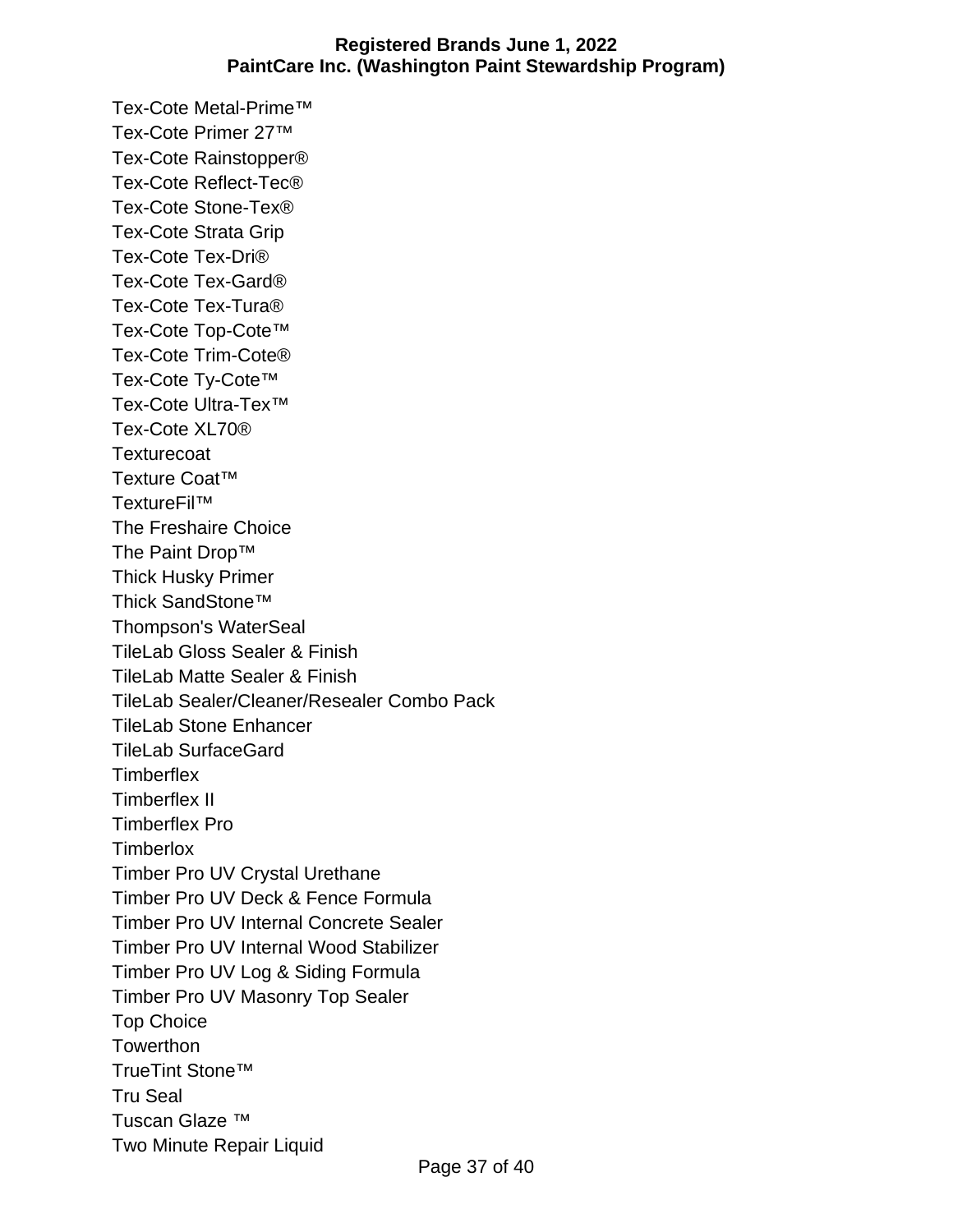Tex-Cote Metal-Prime™
Tex-Cote Primer 27™
Tex-Cote Rainstopper®
Tex-Cote Reflect-Tec®
Tex-Cote Stone-Tex®
Tex-Cote Strata Grip
Tex-Cote Tex-Dri®
Tex-Cote Tex-Gard®
Tex-Cote Tex-Tura®
Tex-Cote Top-Cote™
Tex-Cote Trim-Cote®
Tex-Cote Ty-Cote™
Tex-Cote Ultra-Tex™
Tex-Cote XL70®
Texturecoat
Texture Coat™
TextureFil™
The Freshaire Choice
The Paint Drop™
Thick Husky Primer
Thick SandStone™
Thompson's WaterSeal
TileLab Gloss Sealer & Finish
TileLab Matte Sealer & Finish
TileLab Sealer/Cleaner/Resealer Combo Pack
TileLab Stone Enhancer
TileLab SurfaceGard
Timberflex
Timberflex II
Timberflex Pro
Timberlox
Timber Pro UV Crystal Urethane
Timber Pro UV Deck & Fence Formula
Timber Pro UV Internal Concrete Sealer
Timber Pro UV Internal Wood Stabilizer
Timber Pro UV Log & Siding Formula
Timber Pro UV Masonry Top Sealer
Top Choice
Towerthon
TrueTint Stone™
Tru Seal
Tuscan Glaze ™
Two Minute Repair Liquid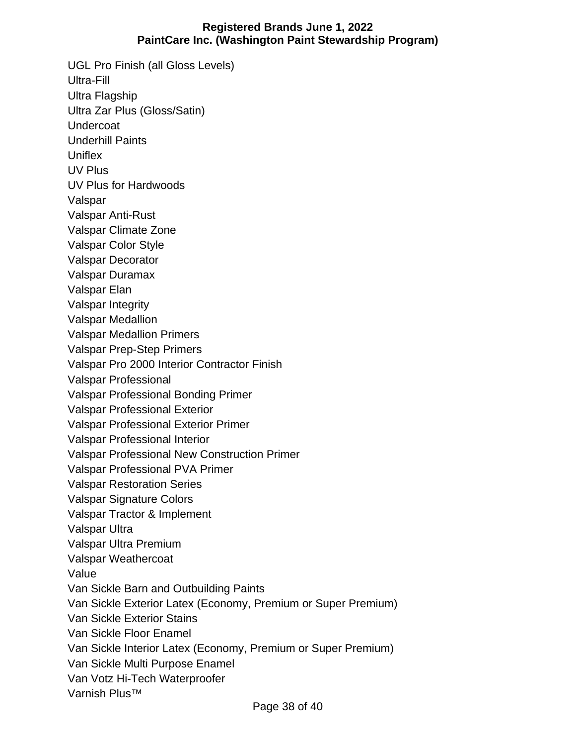UGL Pro Finish (all Gloss Levels)
Ultra-Fill
Ultra Flagship
Ultra Zar Plus (Gloss/Satin)
Undercoat
Underhill Paints
Uniflex
UV Plus
UV Plus for Hardwoods
Valspar
Valspar Anti-Rust
Valspar Climate Zone
Valspar Color Style
Valspar Decorator
Valspar Duramax
Valspar Elan
Valspar Integrity
Valspar Medallion
Valspar Medallion Primers
Valspar Prep-Step Primers
Valspar Pro 2000 Interior Contractor Finish
Valspar Professional
Valspar Professional Bonding Primer
Valspar Professional Exterior
Valspar Professional Exterior Primer
Valspar Professional Interior
Valspar Professional New Construction Primer
Valspar Professional PVA Primer
Valspar Restoration Series
Valspar Signature Colors
Valspar Tractor & Implement
Valspar Ultra
Valspar Ultra Premium
Valspar Weathercoat
Value
Van Sickle Barn and Outbuilding Paints
Van Sickle Exterior Latex (Economy, Premium or Super Premium)
Van Sickle Exterior Stains
Van Sickle Floor Enamel
Van Sickle Interior Latex (Economy, Premium or Super Premium)
Van Sickle Multi Purpose Enamel
Van Votz Hi-Tech Waterproofer
Varnish Plus™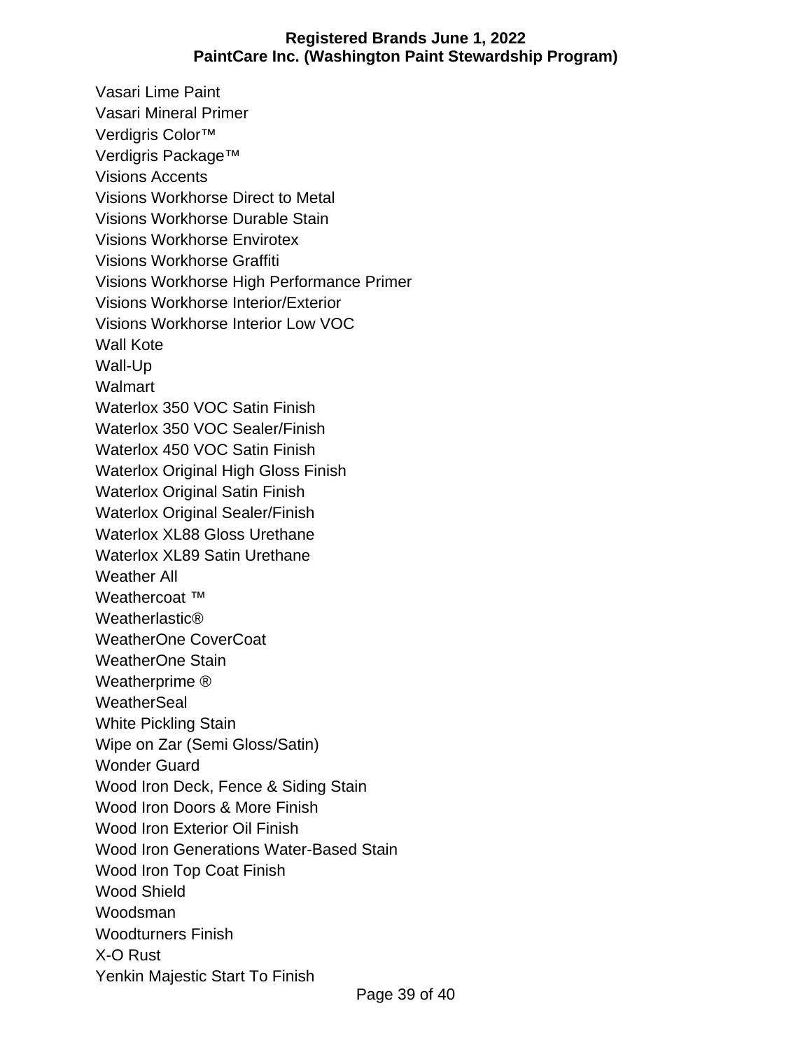Vasari Lime Paint
Vasari Mineral Primer
Verdigris Color™
Verdigris Package™
Visions Accents
Visions Workhorse Direct to Metal
Visions Workhorse Durable Stain
Visions Workhorse Envirotex
Visions Workhorse Graffiti
Visions Workhorse High Performance Primer
Visions Workhorse Interior/Exterior
Visions Workhorse Interior Low VOC
Wall Kote
Wall-Up
Walmart
Waterlox 350 VOC Satin Finish
Waterlox 350 VOC Sealer/Finish
Waterlox 450 VOC Satin Finish
Waterlox Original High Gloss Finish
Waterlox Original Satin Finish
Waterlox Original Sealer/Finish
Waterlox XL88 Gloss Urethane
Waterlox XL89 Satin Urethane
Weather All
Weathercoat ™
Weatherlastic®
WeatherOne CoverCoat
WeatherOne Stain
Weatherprime ®
WeatherSeal
White Pickling Stain
Wipe on Zar (Semi Gloss/Satin)
Wonder Guard
Wood Iron Deck, Fence & Siding Stain
Wood Iron Doors & More Finish
Wood Iron Exterior Oil Finish
Wood Iron Generations Water-Based Stain
Wood Iron Top Coat Finish
Wood Shield
Woodsman
Woodturners Finish
X-O Rust
Yenkin Majestic Start To Finish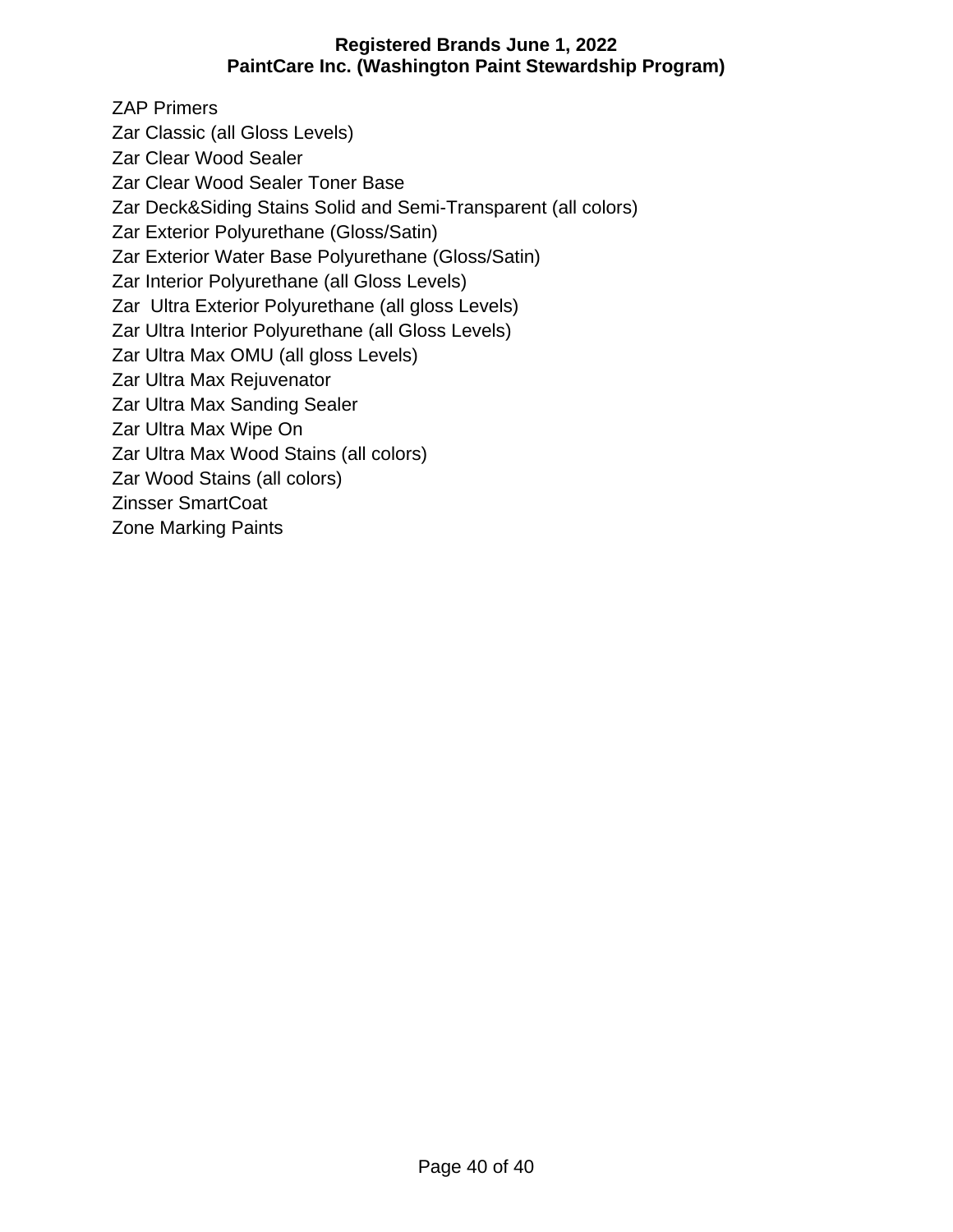ZAP Primers
Zar Classic (all Gloss Levels)
Zar Clear Wood Sealer
Zar Clear Wood Sealer Toner Base
Zar Deck&Siding Stains Solid and Semi-Transparent (all colors)
Zar Exterior Polyurethane (Gloss/Satin)
Zar Exterior Water Base Polyurethane (Gloss/Satin)
Zar Interior Polyurethane (all Gloss Levels)
Zar  Ultra Exterior Polyurethane (all gloss Levels)
Zar Ultra Interior Polyurethane (all Gloss Levels)
Zar Ultra Max OMU (all gloss Levels)
Zar Ultra Max Rejuvenator
Zar Ultra Max Sanding Sealer
Zar Ultra Max Wipe On
Zar Ultra Max Wood Stains (all colors)
Zar Wood Stains (all colors)
Zinsser SmartCoat
Zone Marking Paints